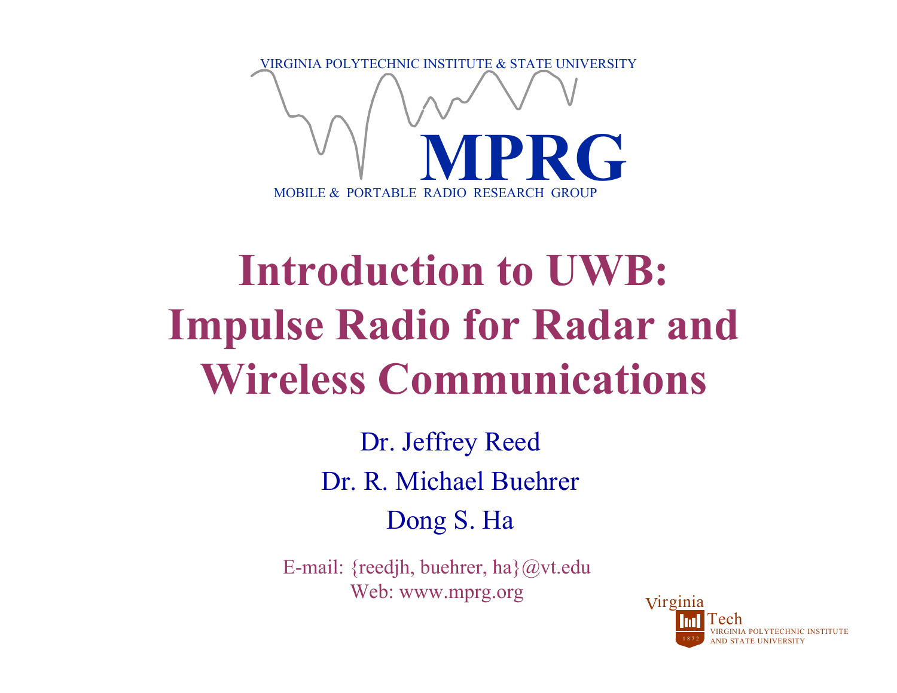VIRGINIA POLYTECHNIC INSTITUTE & STATE UNIVERSITY

MPRG

MOBILE & PORTABLE RADIO RESEARCH GROUP

# Introduction to UWB: Impulse Radio for Radar and Wireless Communications

Dr. Jeffrey Reed

Dr. R. Michael Buehrer

Dong S. Ha

E-mail: {reedjh, buehrer, ha}@vt.edu

Web: www.mprg.org

Virginia Tech
VIRGINIA POLYTECHNIC INSTITUTE AND STATE UNIVERSITY
1872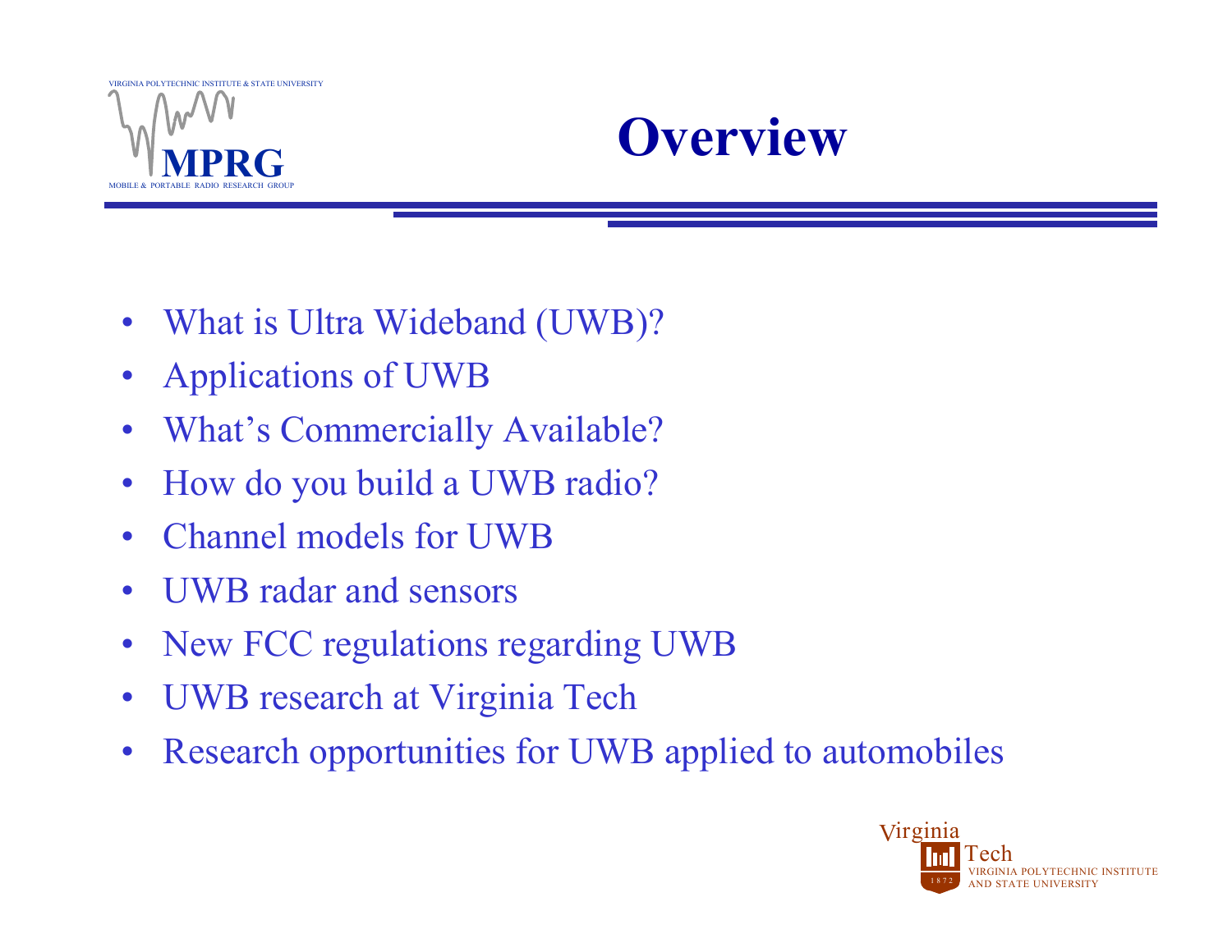# Overview

- What is Ultra Wideband (UWB)?
- Applications of UWB
- What's Commercially Available?
- How do you build a UWB radio?
- Channel models for UWB
- UWB radar and sensors
- New FCC regulations regarding UWB
- UWB research at Virginia Tech
- Research opportunities for UWB applied to automobiles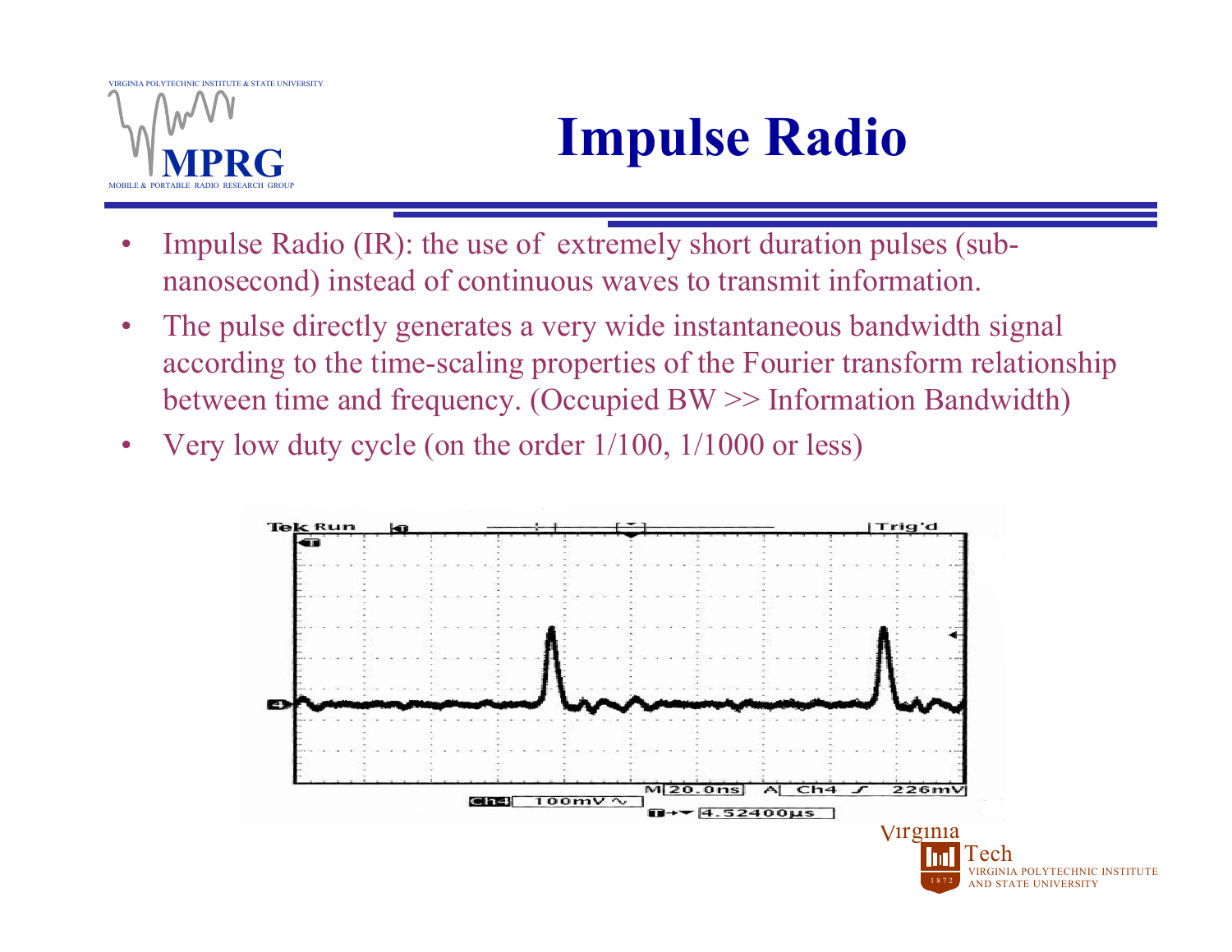# Impulse Radio

- Impulse Radio (IR): the use of extremely short duration pulses (sub-nanosecond) instead of continuous waves to transmit information.
- The pulse directly generates a very wide instantaneous bandwidth signal according to the time-scaling properties of the Fourier transform relationship between time and frequency. (Occupied BW >> Information Bandwidth)
- Very low duty cycle (on the order 1/100, 1/1000 or less)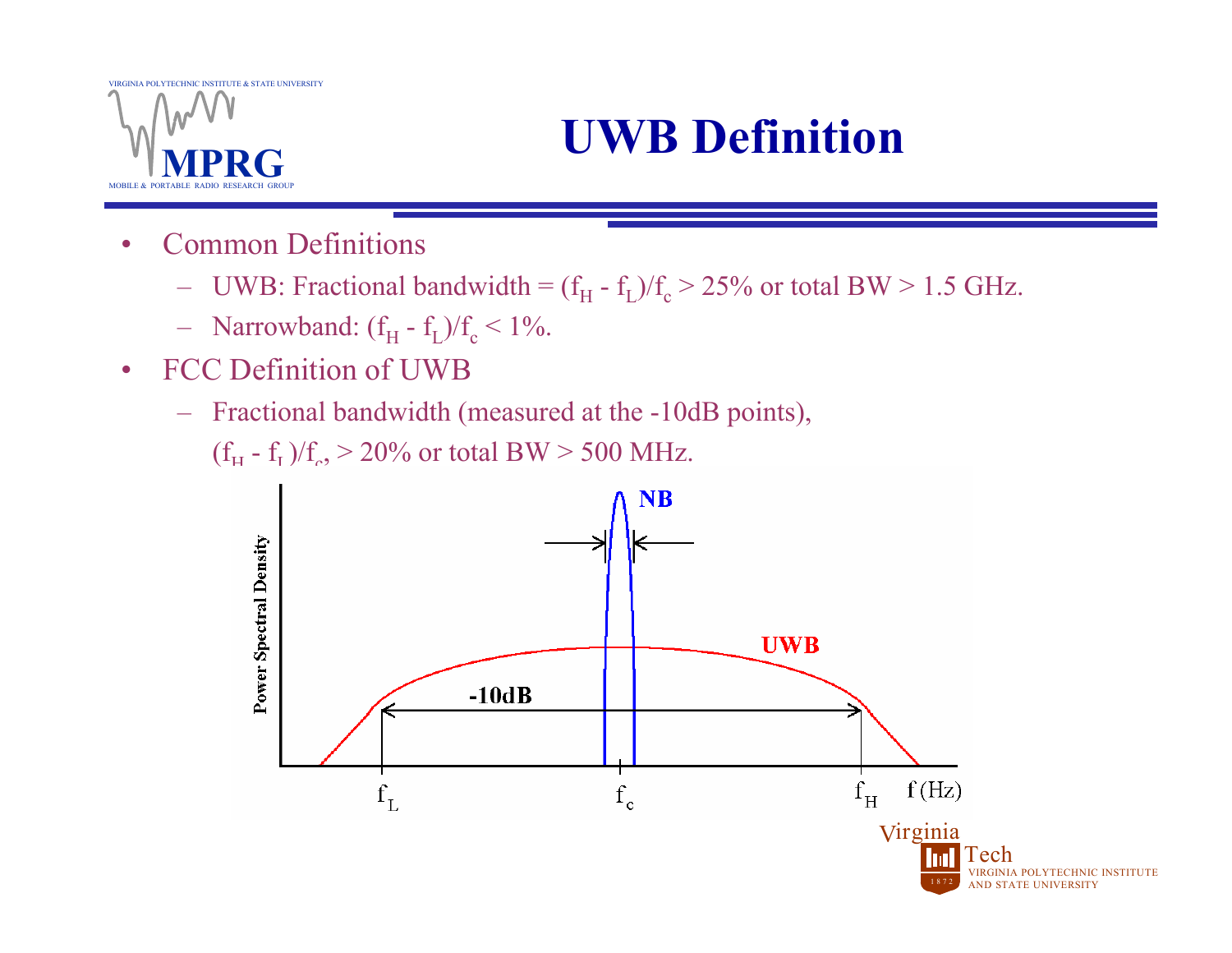# UWB Definition

- Common Definitions
  - UWB: Fractional bandwidth = $(f_H - f_L)/f_c > 25\%$ or total BW > 1.5 GHz.
  - Narrowband: $(f_H - f_L)/f_c < 1\%$.
- FCC Definition of UWB
  - Fractional bandwidth (measured at the -10dB points), $(f_H - f_L)/f_c$, > 20% or total BW > 500 MHz.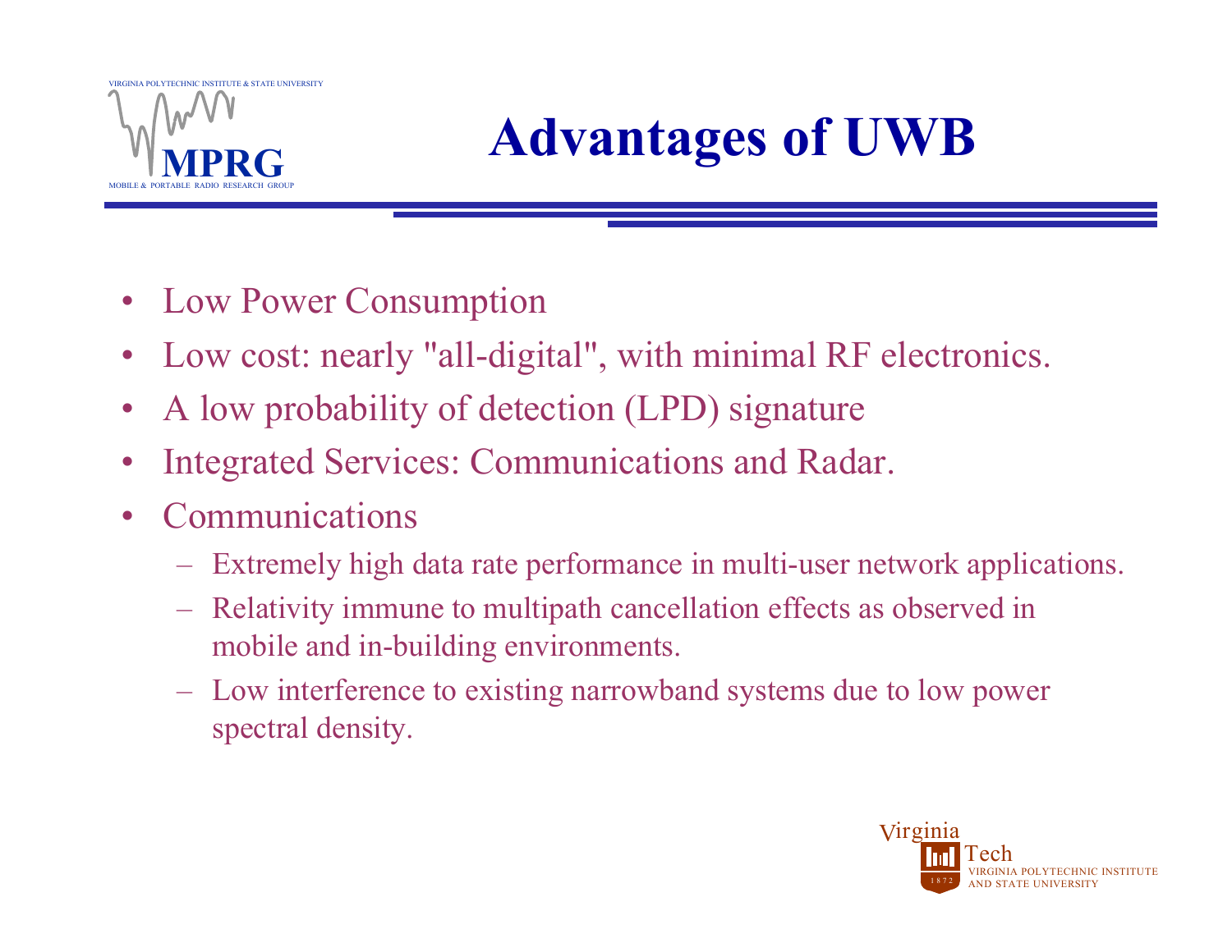# Advantages of UWB

- Low Power Consumption
- Low cost: nearly "all-digital", with minimal RF electronics.
- A low probability of detection (LPD) signature
- Integrated Services: Communications and Radar.
- Communications
  - Extremely high data rate performance in multi-user network applications.
  - Relativity immune to multipath cancellation effects as observed in mobile and in-building environments.
  - Low interference to existing narrowband systems due to low power spectral density.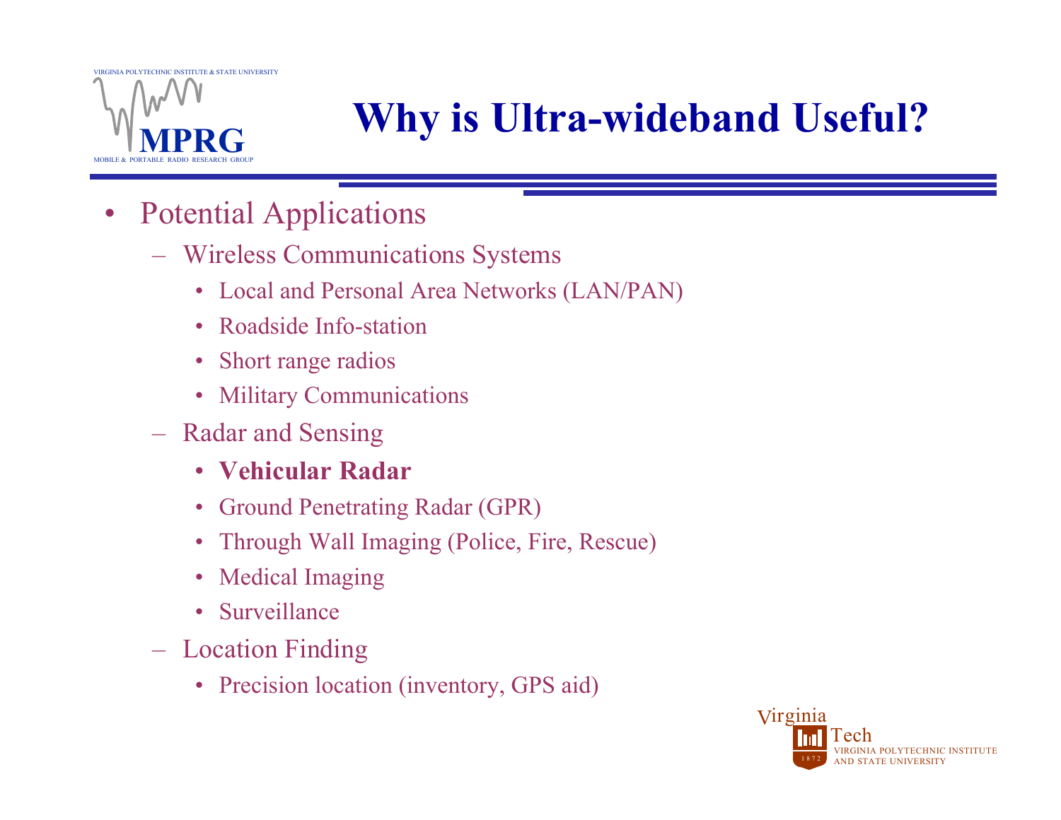# Why is Ultra-wideband Useful?

- Potential Applications
  - Wireless Communications Systems
    - Local and Personal Area Networks (LAN/PAN)
    - Roadside Info-station
    - Short range radios
    - Military Communications
  - Radar and Sensing
    - **Vehicular Radar**
    - Ground Penetrating Radar (GPR)
    - Through Wall Imaging (Police, Fire, Rescue)
    - Medical Imaging
    - Surveillance
  - Location Finding
    - Precision location (inventory, GPS aid)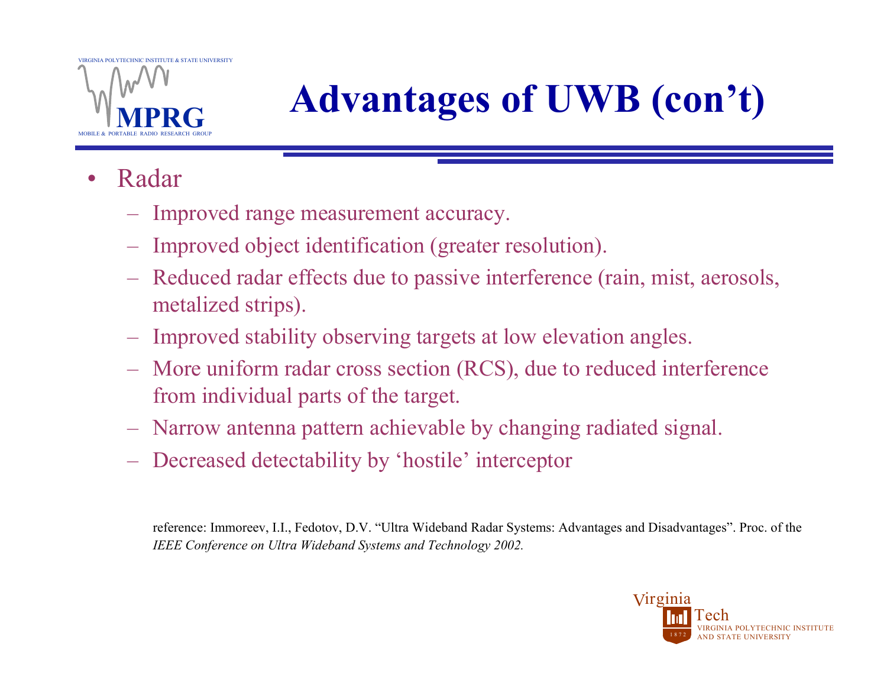# Advantages of UWB (con't)

- Radar
  - Improved range measurement accuracy.
  - Improved object identification (greater resolution).
  - Reduced radar effects due to passive interference (rain, mist, aerosols, metalized strips).
  - Improved stability observing targets at low elevation angles.
  - More uniform radar cross section (RCS), due to reduced interference from individual parts of the target.
  - Narrow antenna pattern achievable by changing radiated signal.
  - Decreased detectability by 'hostile' interceptor

reference: Immoreev, I.I., Fedotov, D.V. "Ultra Wideband Radar Systems: Advantages and Disadvantages". Proc. of the *IEEE Conference on Ultra Wideband Systems and Technology 2002.*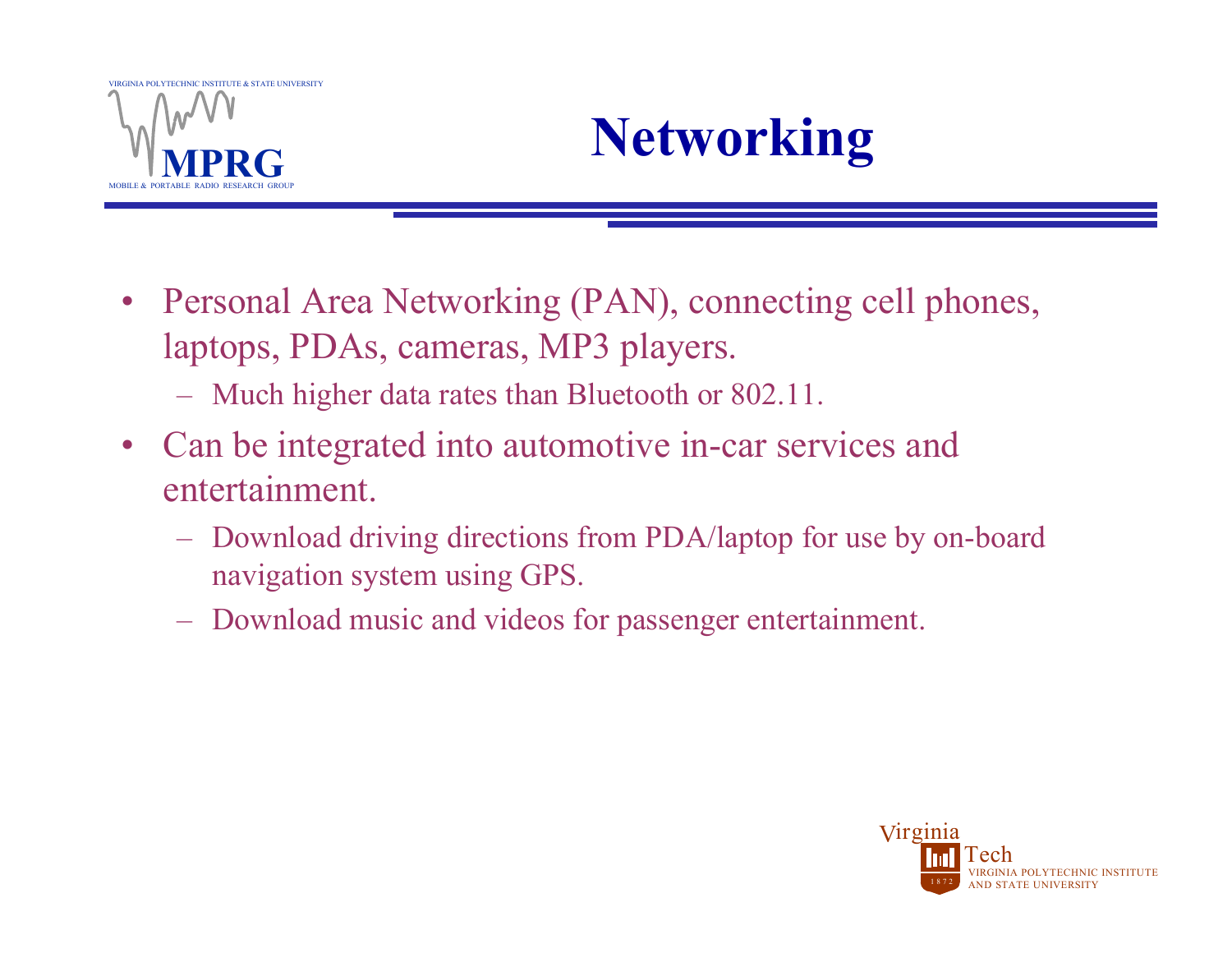# Networking

- Personal Area Networking (PAN), connecting cell phones, laptops, PDAs, cameras, MP3 players.
  - Much higher data rates than Bluetooth or 802.11.
- Can be integrated into automotive in-car services and entertainment.
  - Download driving directions from PDA/laptop for use by on-board navigation system using GPS.
  - Download music and videos for passenger entertainment.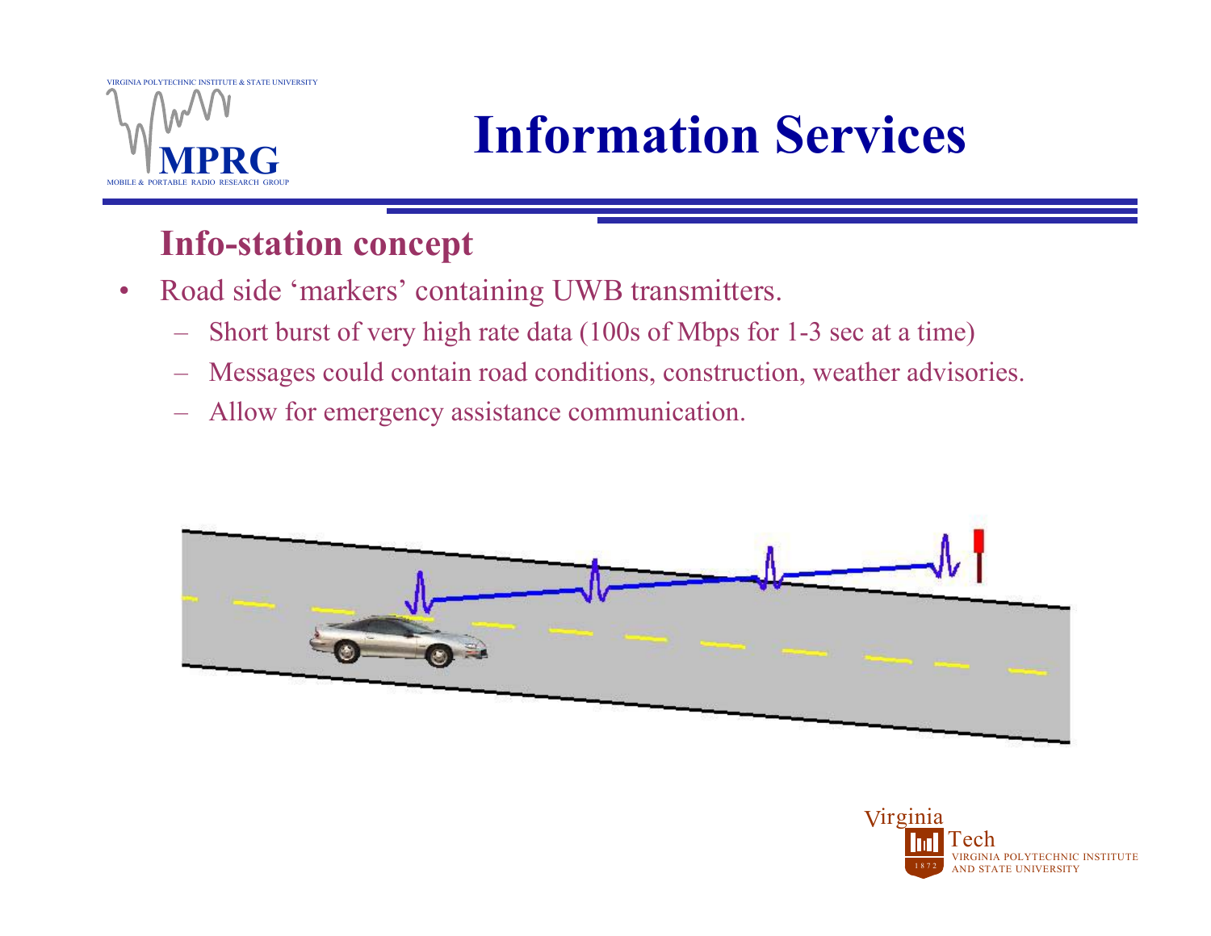# Information Services

## Info-station concept

- Road side 'markers' containing UWB transmitters.
  - Short burst of very high rate data (100s of Mbps for 1-3 sec at a time)
  - Messages could contain road conditions, construction, weather advisories.
  - Allow for emergency assistance communication.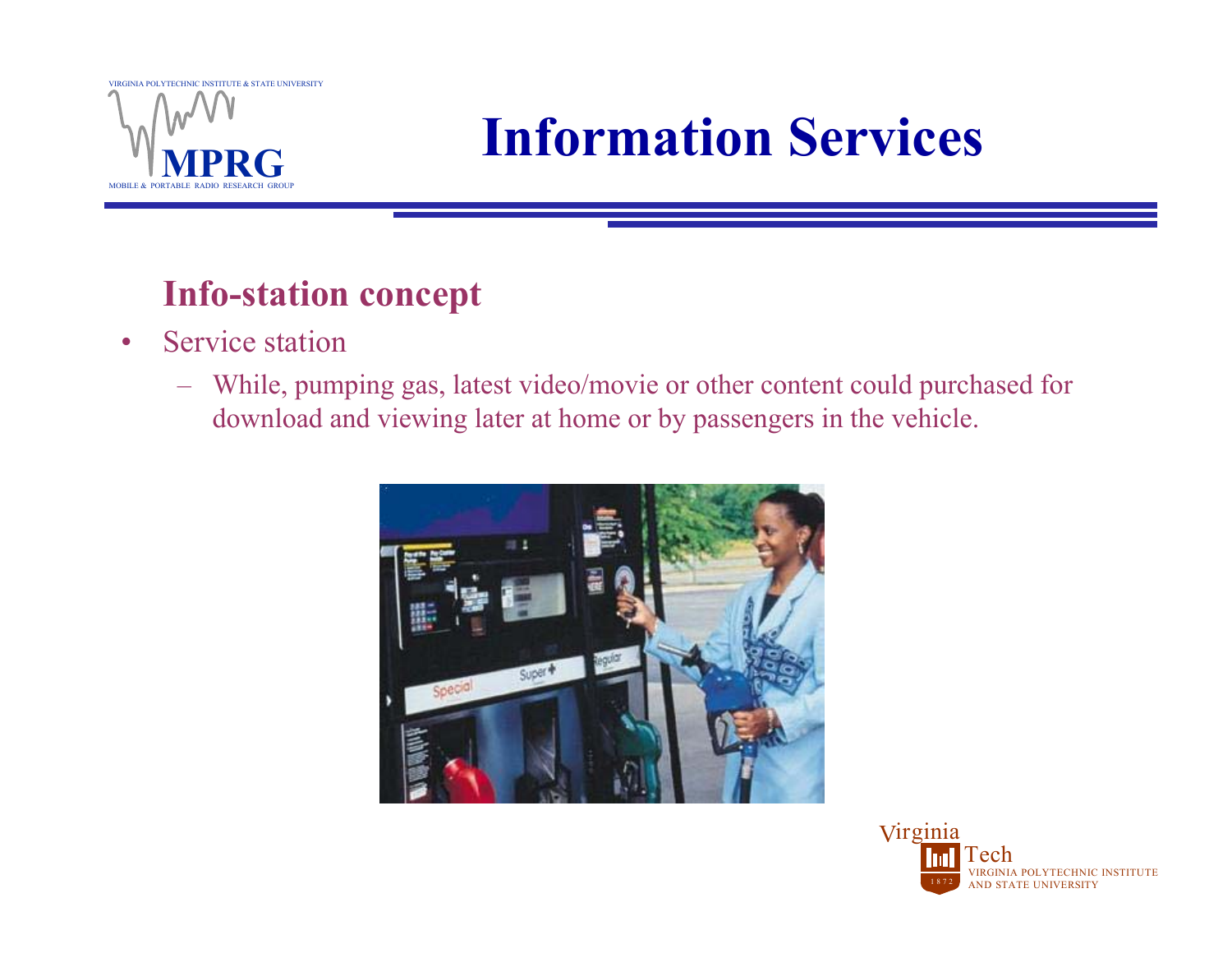# Information Services

## Info-station concept

- Service station
  - While, pumping gas, latest video/movie or other content could purchased for download and viewing later at home or by passengers in the vehicle.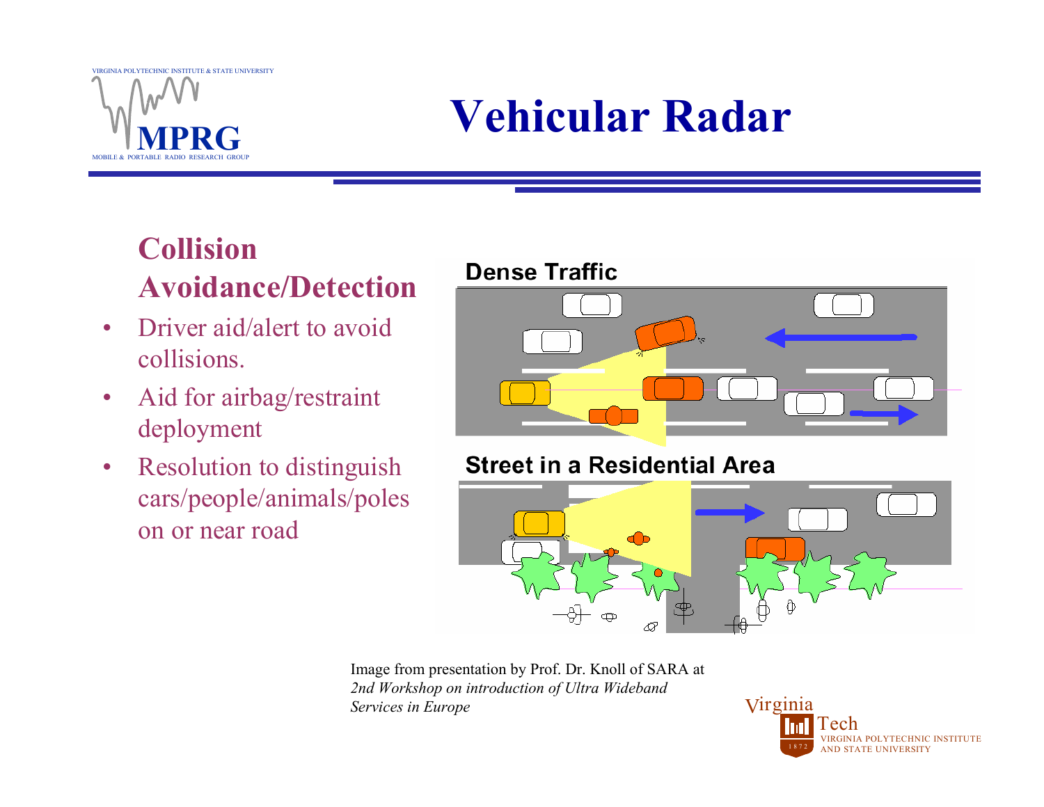# Vehicular Radar

## Collision Avoidance/Detection

- Driver aid/alert to avoid collisions.
- Aid for airbag/restraint deployment
- Resolution to distinguish cars/people/animals/poles on or near road

Dense Traffic

Street in a Residential Area

Image from presentation by Prof. Dr. Knoll of SARA at *2nd Workshop on introduction of Ultra Wideband Services in Europe*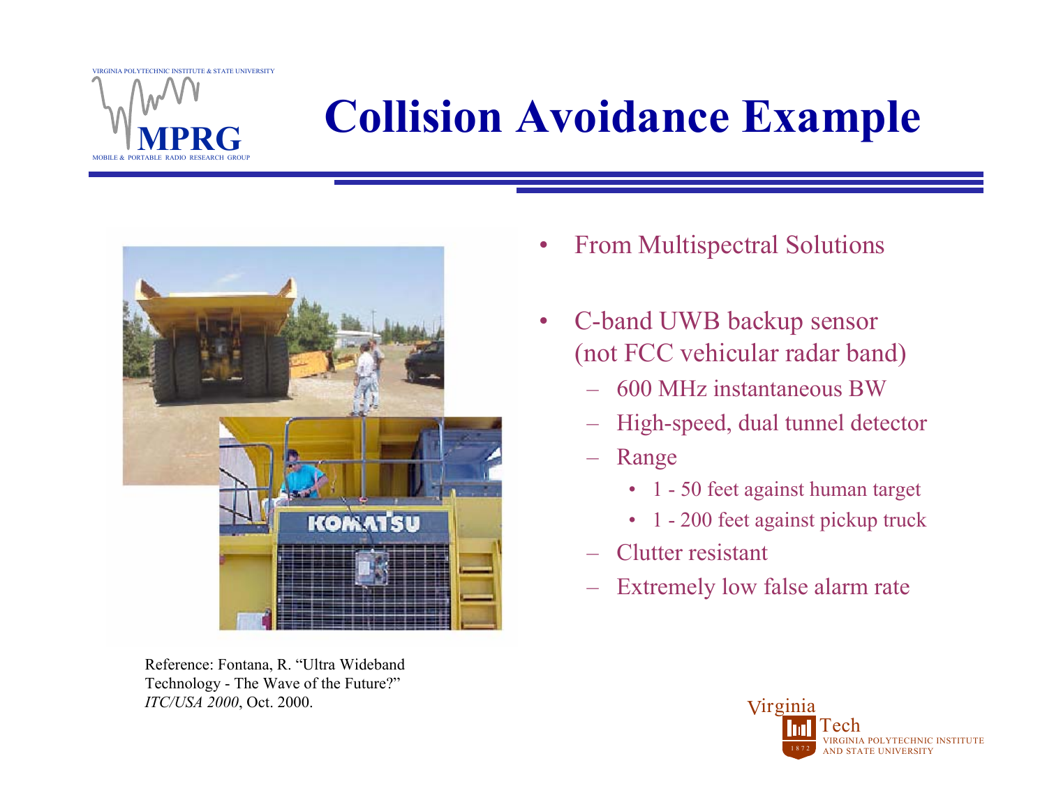# Collision Avoidance Example

- From Multispectral Solutions
- C-band UWB backup sensor (not FCC vehicular radar band)
  - 600 MHz instantaneous BW
  - High-speed, dual tunnel detector
  - Range
    - 1 - 50 feet against human target
    - 1 - 200 feet against pickup truck
  - Clutter resistant
  - Extremely low false alarm rate

Reference: Fontana, R. "Ultra Wideband Technology - The Wave of the Future?" *ITC/USA 2000*, Oct. 2000.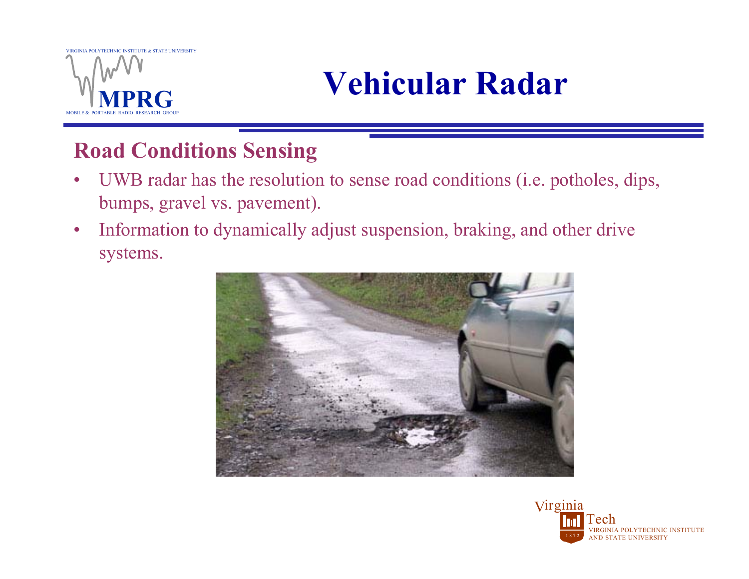# Vehicular Radar

## Road Conditions Sensing

- UWB radar has the resolution to sense road conditions (i.e. potholes, dips, bumps, gravel vs. pavement).
- Information to dynamically adjust suspension, braking, and other drive systems.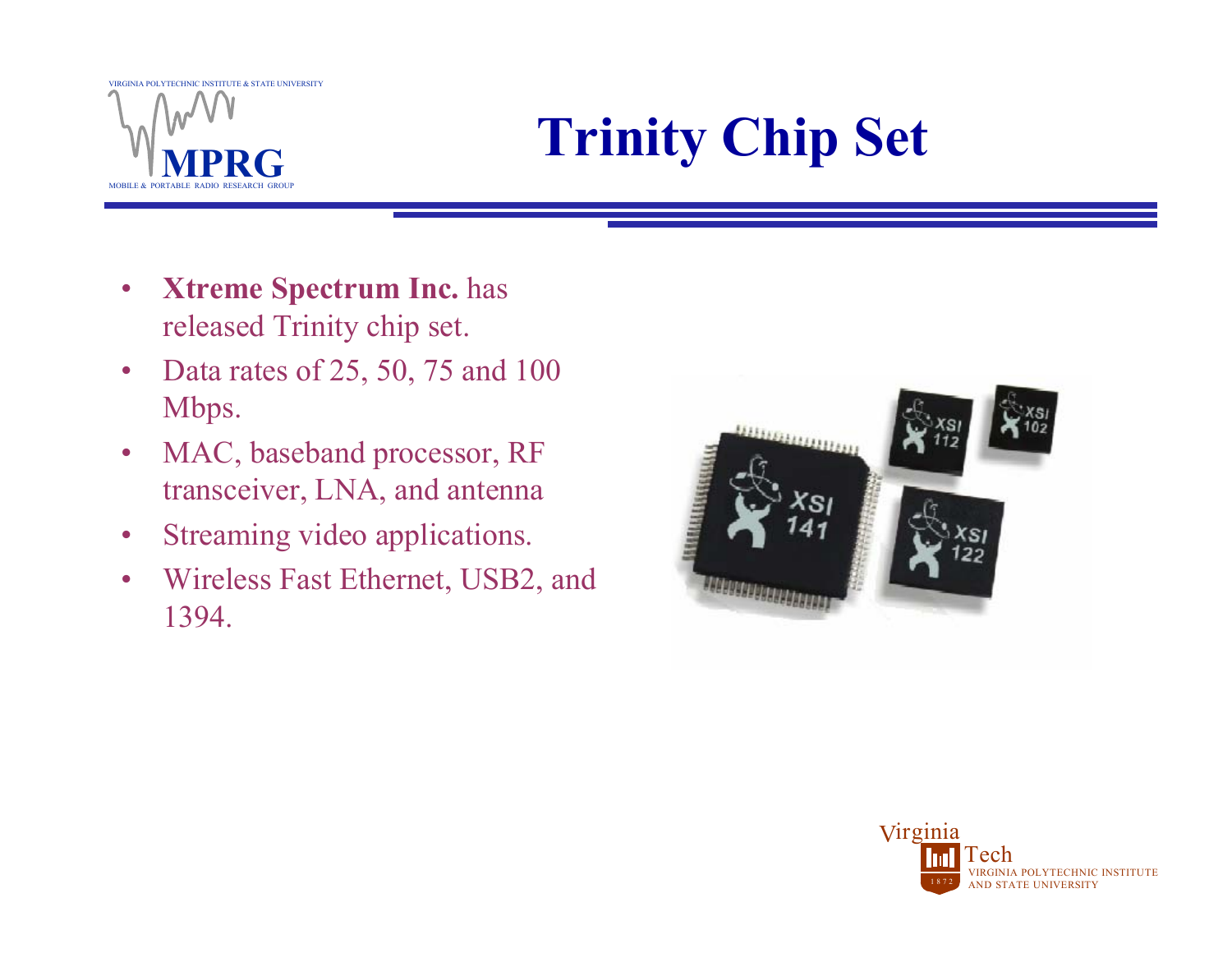# Trinity Chip Set

- **Xtreme Spectrum Inc.** has released Trinity chip set.
- Data rates of 25, 50, 75 and 100 Mbps.
- MAC, baseband processor, RF transceiver, LNA, and antenna
- Streaming video applications.
- Wireless Fast Ethernet, USB2, and 1394.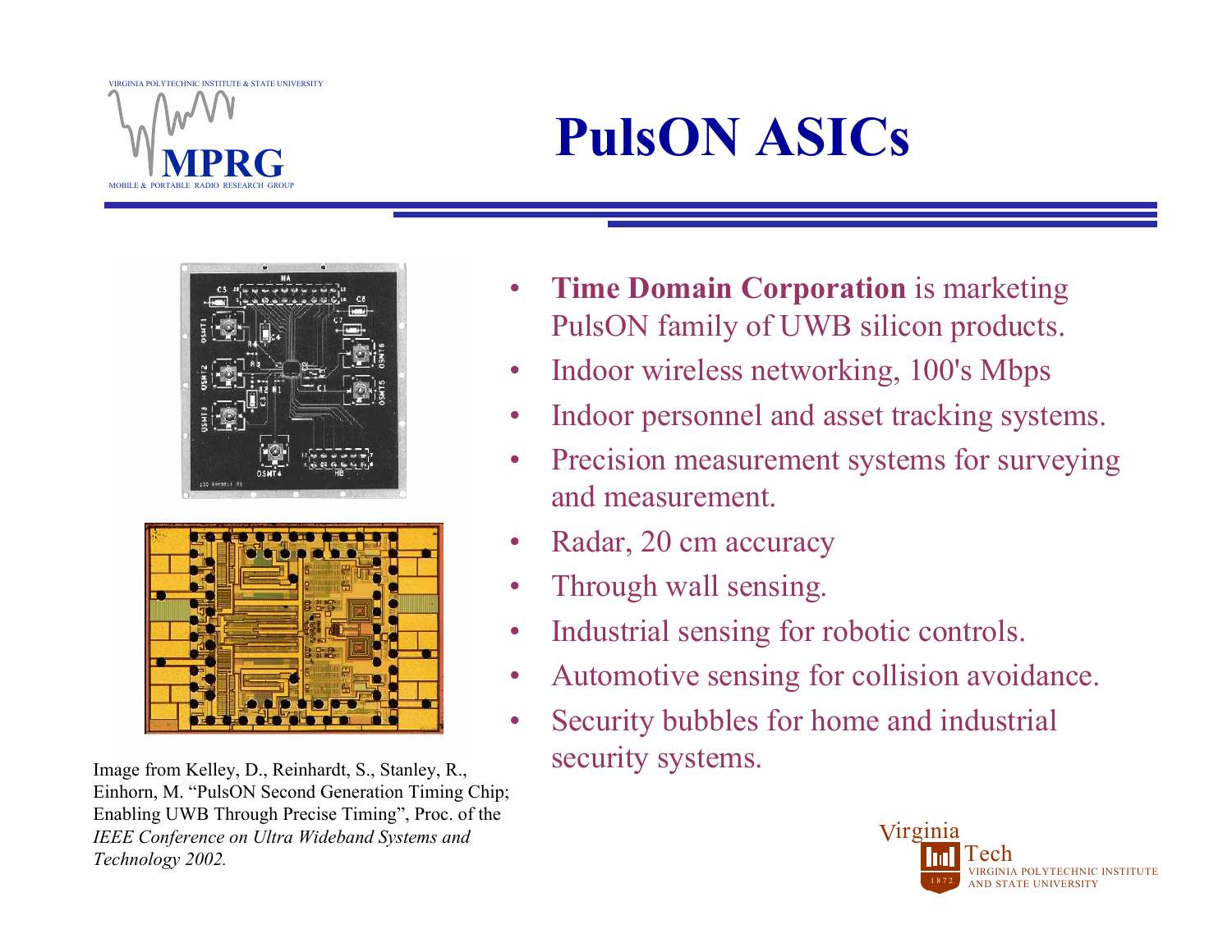# PulsON ASICs

- **Time Domain Corporation** is marketing PulsON family of UWB silicon products.
- Indoor wireless networking, 100's Mbps
- Indoor personnel and asset tracking systems.
- Precision measurement systems for surveying and measurement.
- Radar, 20 cm accuracy
- Through wall sensing.
- Industrial sensing for robotic controls.
- Automotive sensing for collision avoidance.
- Security bubbles for home and industrial security systems.

Image from Kelley, D., Reinhardt, S., Stanley, R., Einhorn, M. "PulsON Second Generation Timing Chip; Enabling UWB Through Precise Timing", Proc. of the *IEEE Conference on Ultra Wideband Systems and Technology 2002.*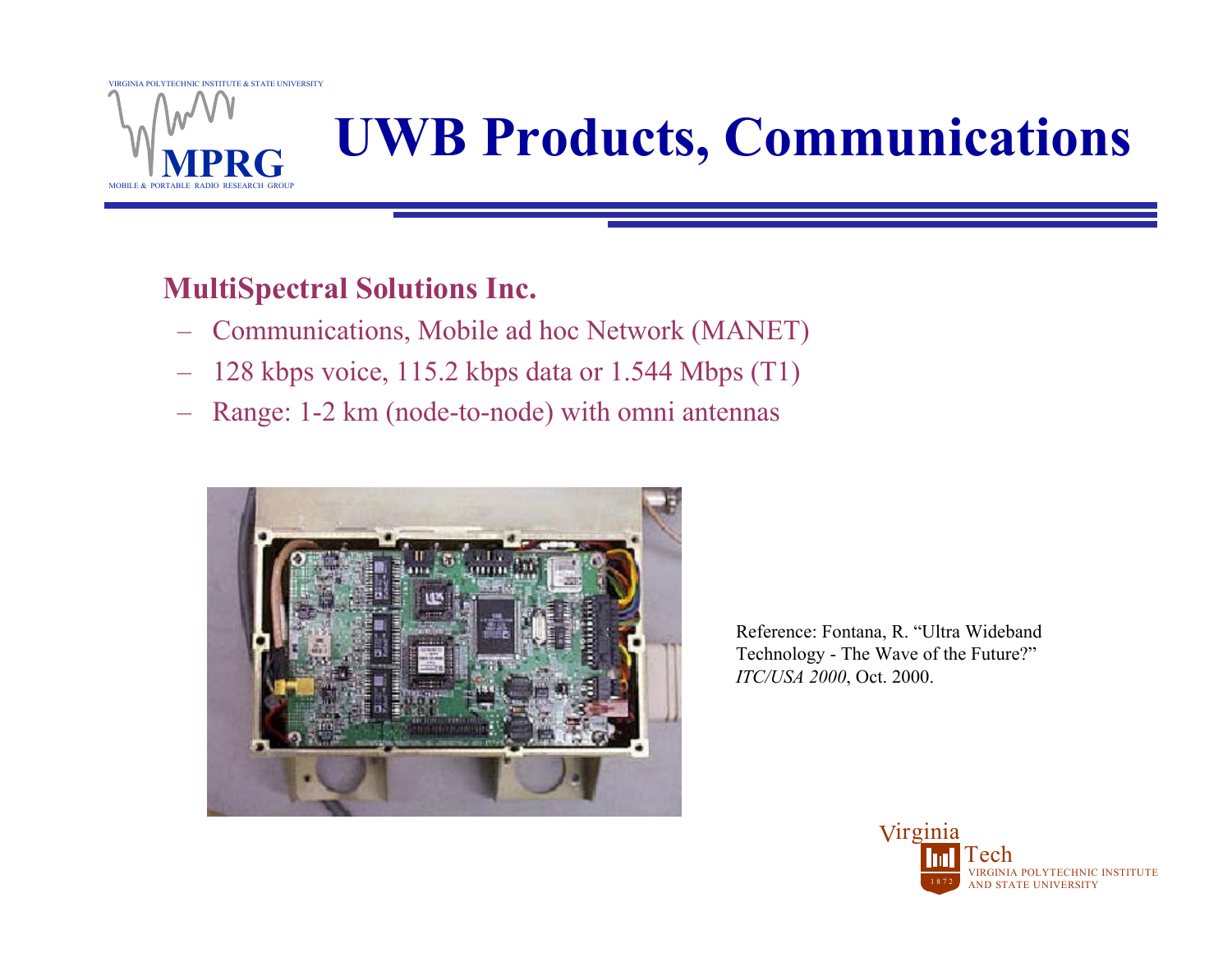# UWB Products, Communications

**MultiSpectral Solutions Inc.**

- Communications, Mobile ad hoc Network (MANET)
- 128 kbps voice, 115.2 kbps data or 1.544 Mbps (T1)
- Range: 1-2 km (node-to-node) with omni antennas

Reference: Fontana, R. "Ultra Wideband Technology - The Wave of the Future?" *ITC/USA 2000*, Oct. 2000.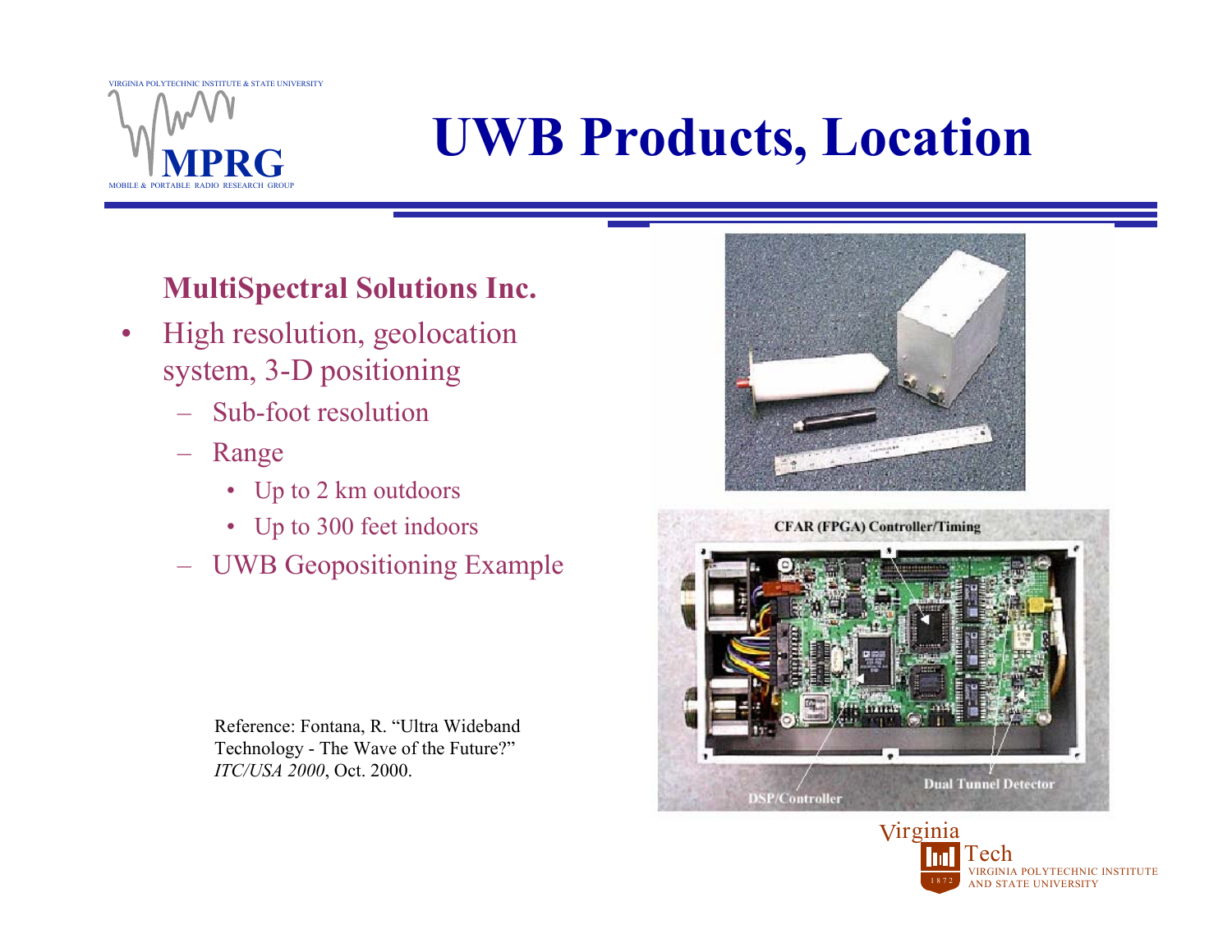# UWB Products, Location

**MultiSpectral Solutions Inc.**

- High resolution, geolocation system, 3-D positioning
  - Sub-foot resolution
  - Range
    - Up to 2 km outdoors
    - Up to 300 feet indoors
  - UWB Geopositioning Example

Reference: Fontana, R. "Ultra Wideband Technology - The Wave of the Future?" *ITC/USA 2000*, Oct. 2000.

CFAR (FPGA) Controller/Timing

DSP/Controller

Dual Tunnel Detector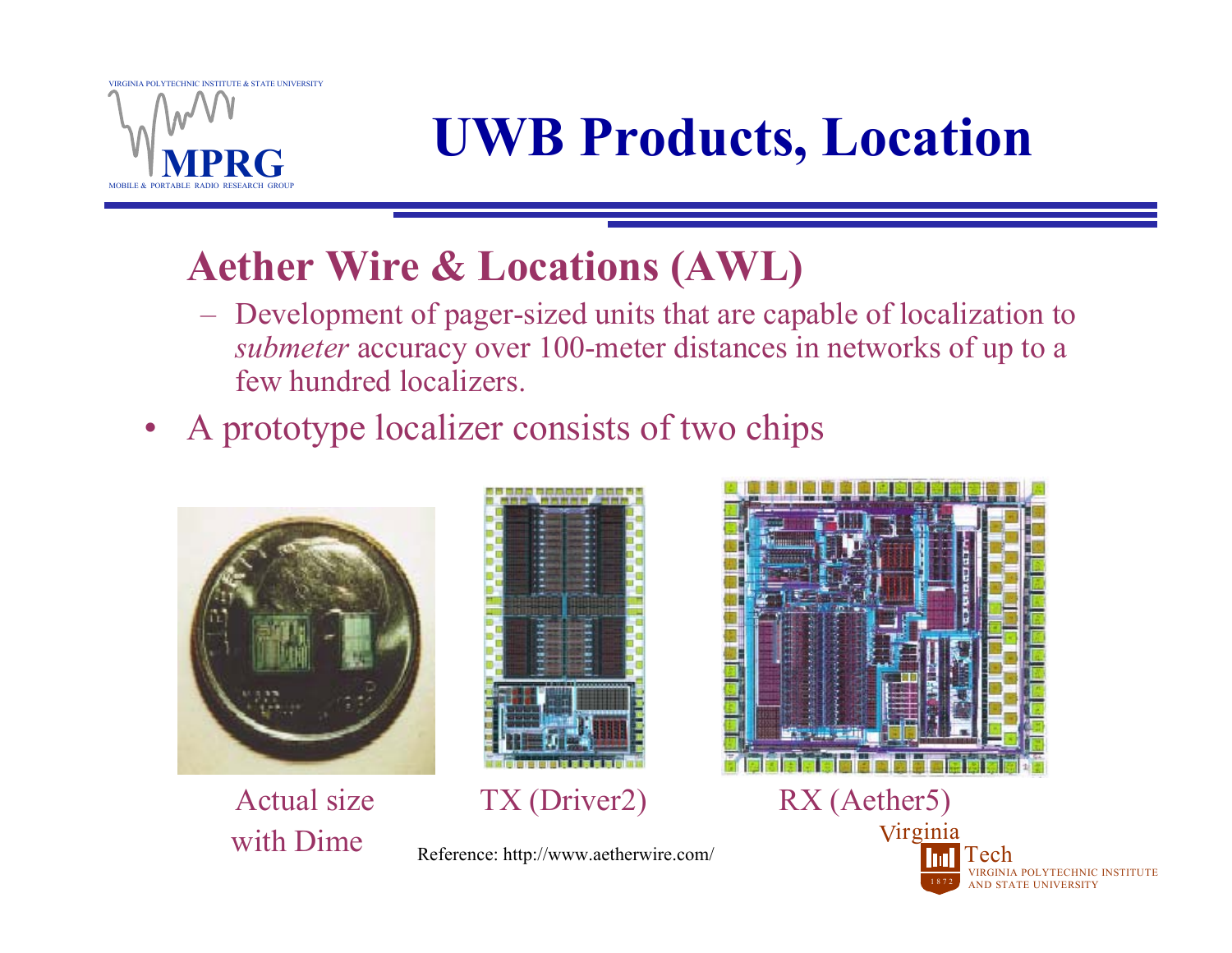# UWB Products, Location

## Aether Wire & Locations (AWL)

- Development of pager-sized units that are capable of localization to *submeter* accuracy over 100-meter distances in networks of up to a few hundred localizers.

- A prototype localizer consists of two chips

Actual size with Dime

TX (Driver2)

RX (Aether5)

Reference: http://www.aetherwire.com/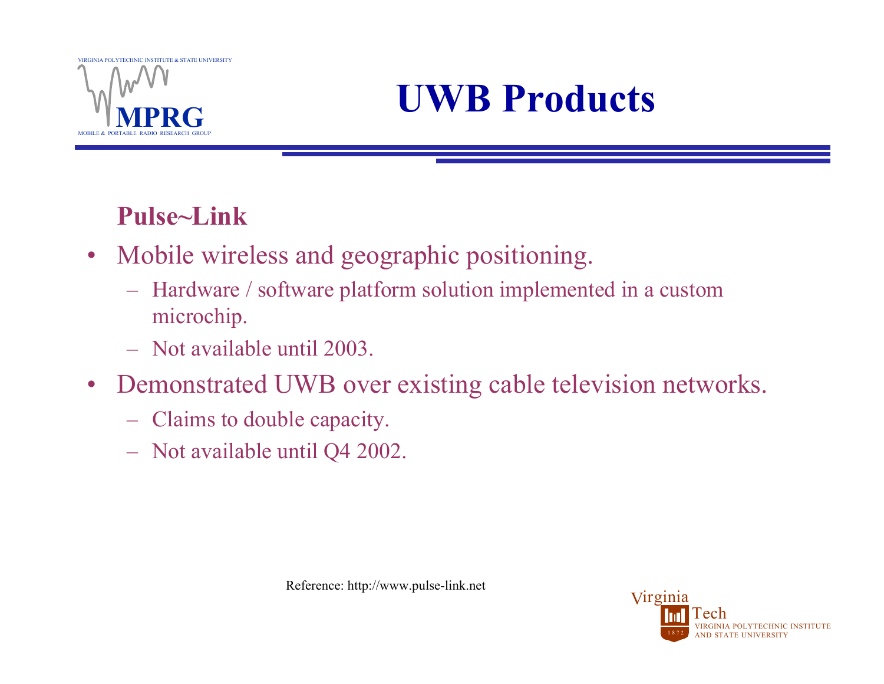# UWB Products

**Pulse~Link**

- Mobile wireless and geographic positioning.
  - Hardware / software platform solution implemented in a custom microchip.
  - Not available until 2003.
- Demonstrated UWB over existing cable television networks.
  - Claims to double capacity.
  - Not available until Q4 2002.

Reference: http://www.pulse-link.net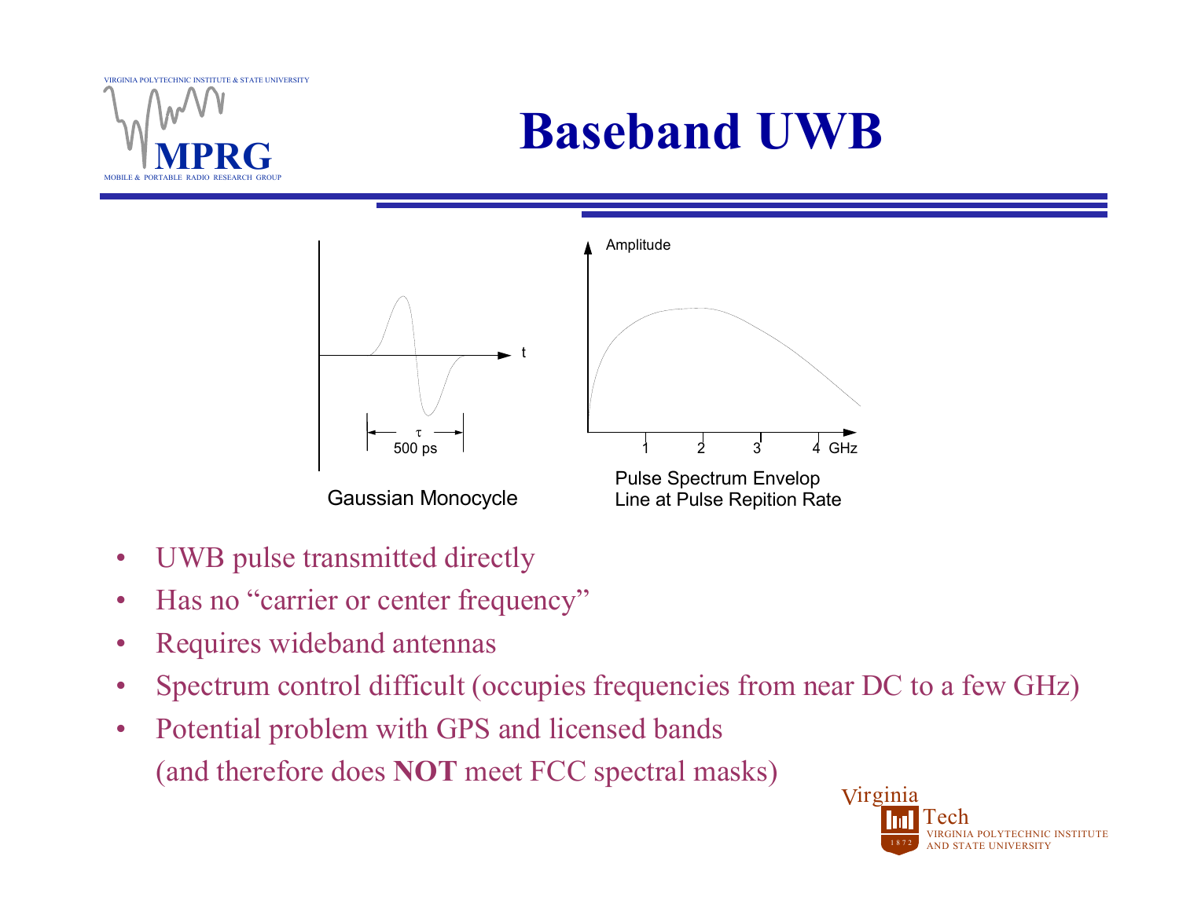# Baseband UWB

τ
500 ps

Gaussian Monocycle

Amplitude

1 2 3 4 GHz

Pulse Spectrum Envelop
Line at Pulse Repition Rate

- UWB pulse transmitted directly
- Has no "carrier or center frequency"
- Requires wideband antennas
- Spectrum control difficult (occupies frequencies from near DC to a few GHz)
- Potential problem with GPS and licensed bands
  (and therefore does **NOT** meet FCC spectral masks)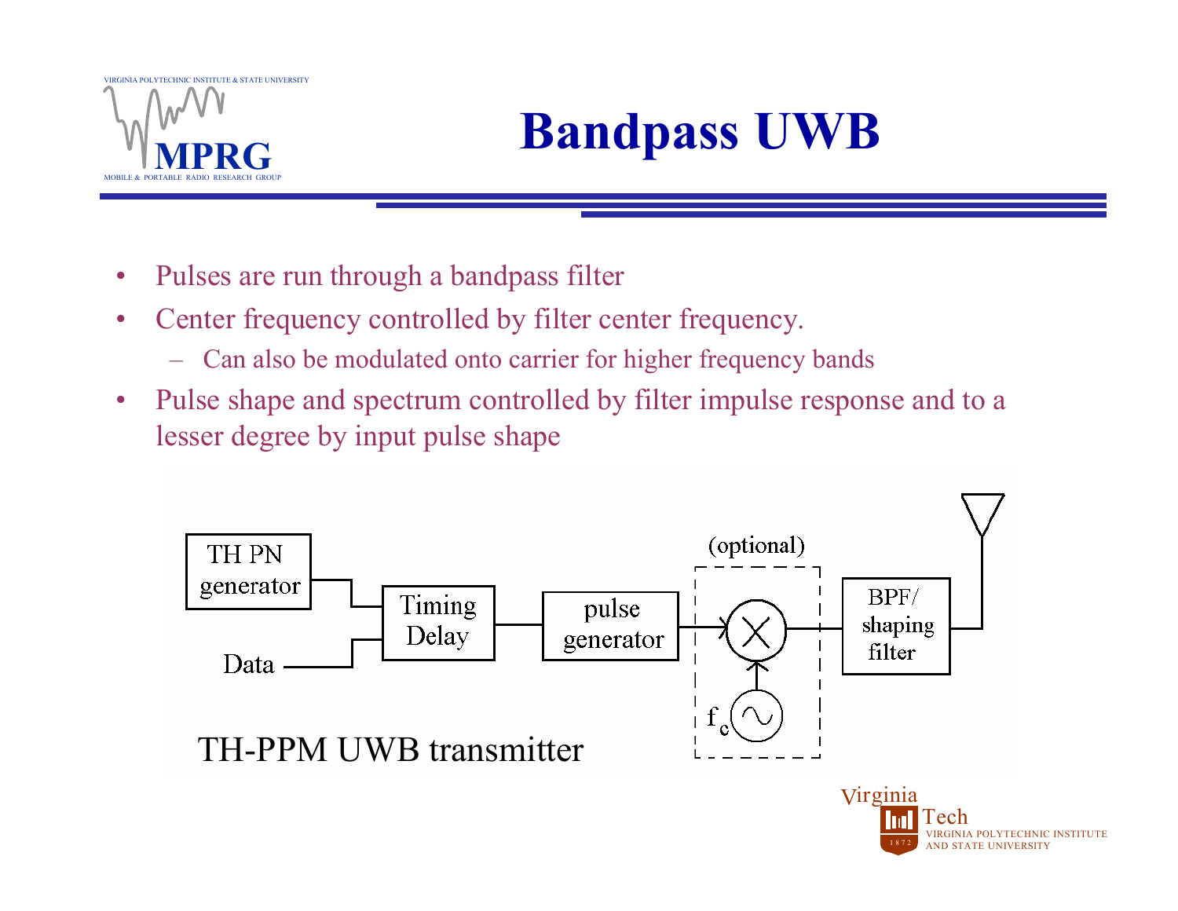# Bandpass UWB

- Pulses are run through a bandpass filter
- Center frequency controlled by filter center frequency.
  - Can also be modulated onto carrier for higher frequency bands
- Pulse shape and spectrum controlled by filter impulse response and to a lesser degree by input pulse shape

TH PN generator

Data

Timing Delay

pulse generator

(optional)

$f_c$

BPF/ shaping filter

TH-PPM UWB transmitter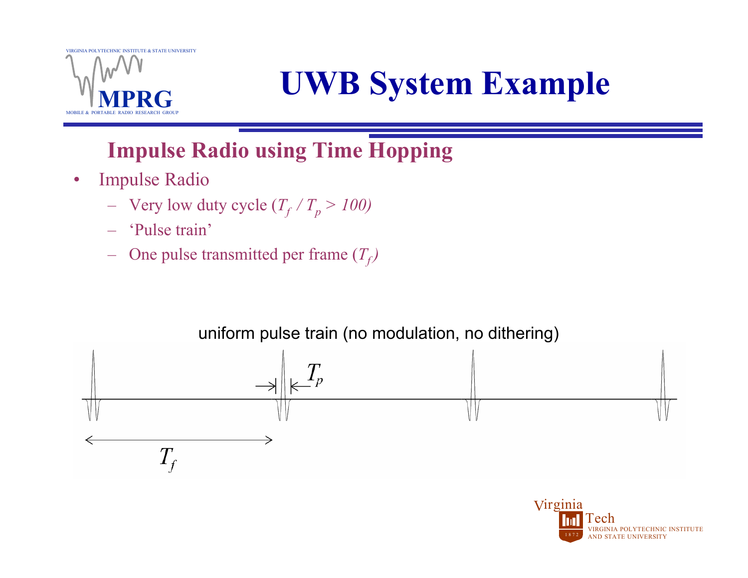# UWB System Example

## Impulse Radio using Time Hopping

- Impulse Radio
  - Very low duty cycle ($T_f / T_p > 100$)
  - 'Pulse train'
  - One pulse transmitted per frame ($T_f$)

uniform pulse train (no modulation, no dithering)

$T_p$

$T_f$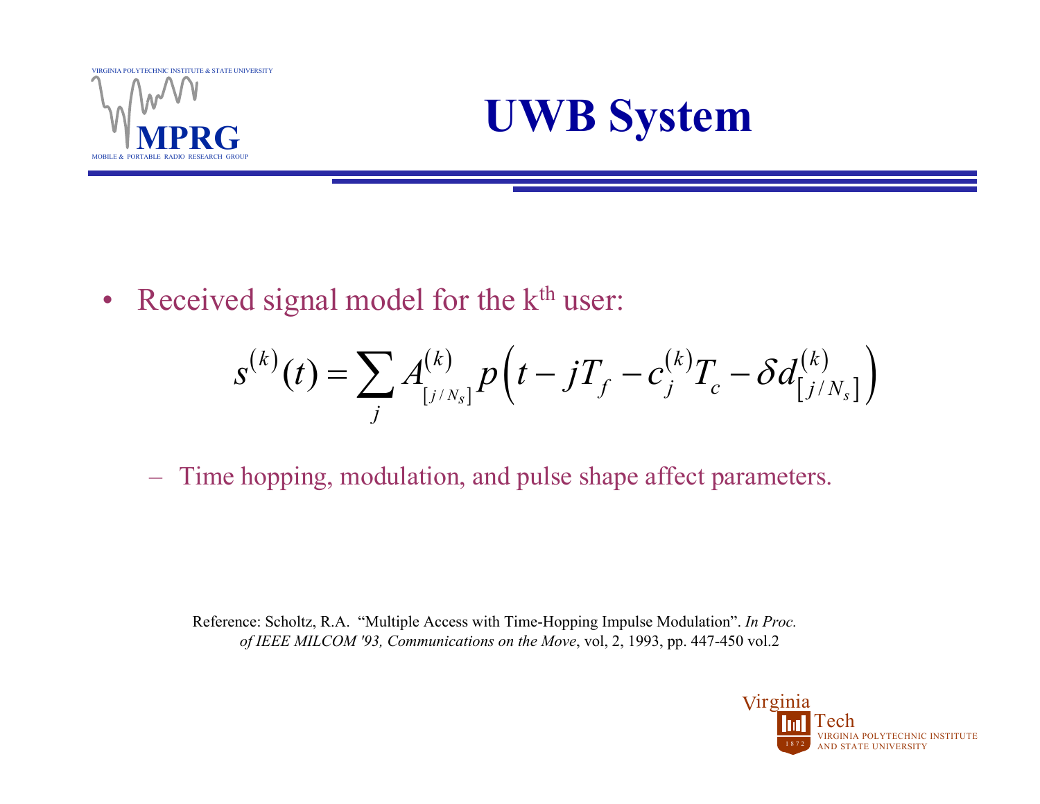# UWB System

- Received signal model for the $k^{th}$ user:

$$s^{(k)}(t) = \sum_j A^{(k)}_{[j/N_s]} p\left(t - jT_f - c_j^{(k)} T_c - \delta d^{(k)}_{[j/N_s]}\right)$$

  - Time hopping, modulation, and pulse shape affect parameters.

Reference: Scholtz, R.A. "Multiple Access with Time-Hopping Impulse Modulation". *In Proc. of IEEE MILCOM '93, Communications on the Move*, vol, 2, 1993, pp. 447-450 vol.2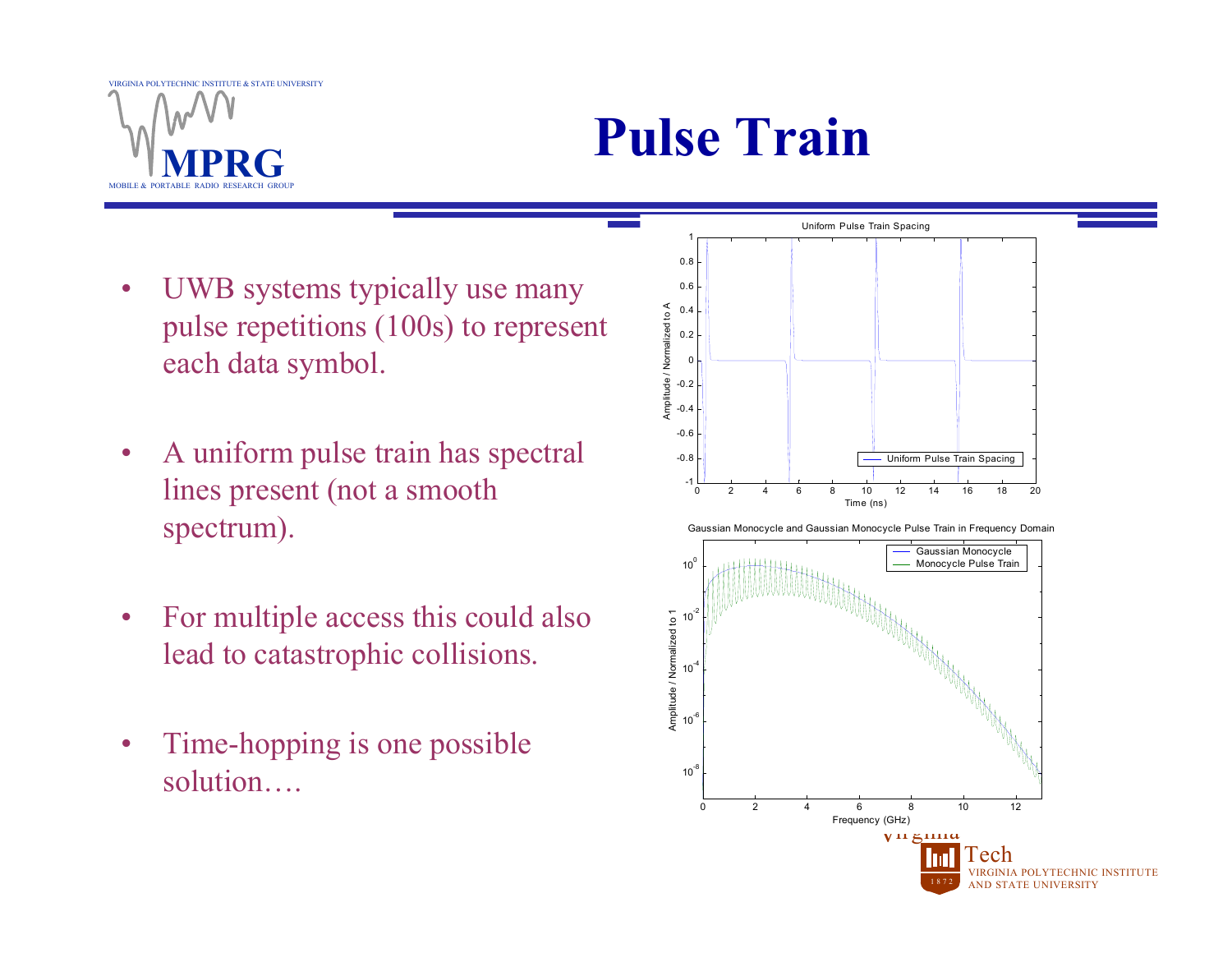# Pulse Train

- UWB systems typically use many pulse repetitions (100s) to represent each data symbol.
- A uniform pulse train has spectral lines present (not a smooth spectrum).
- For multiple access this could also lead to catastrophic collisions.
- Time-hopping is one possible solution….

Uniform Pulse Train Spacing

Gaussian Monocycle and Gaussian Monocycle Pulse Train in Frequency Domain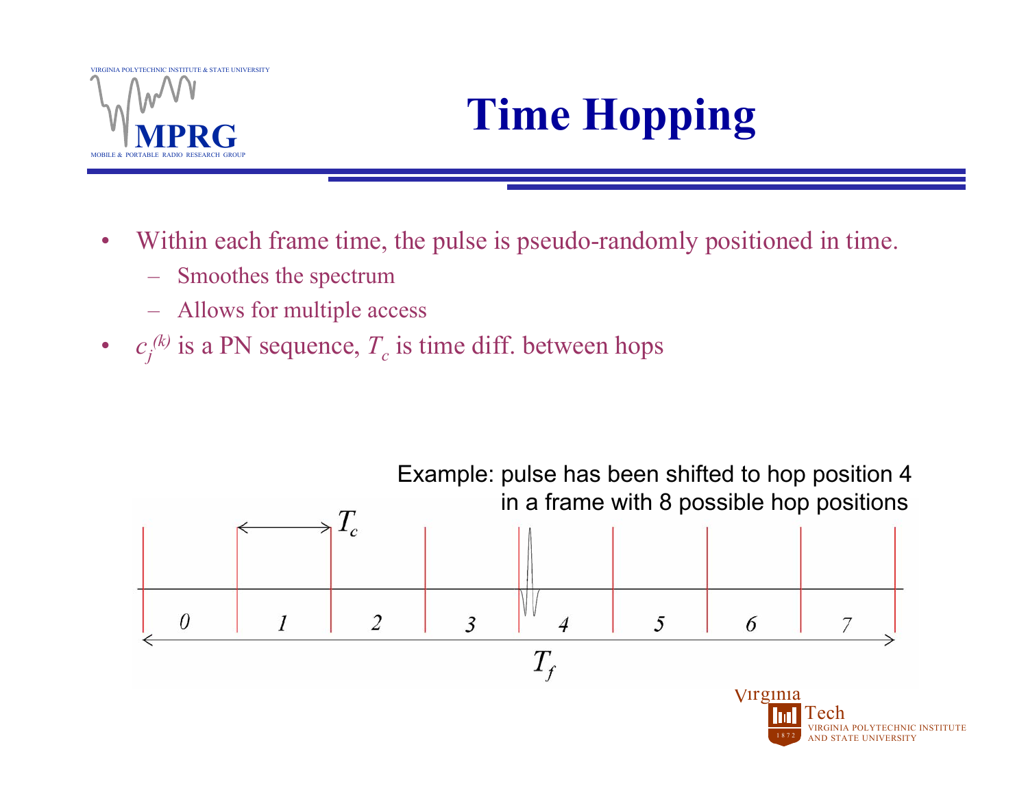# Time Hopping

- Within each frame time, the pulse is pseudo-randomly positioned in time.
  - Smoothes the spectrum
  - Allows for multiple access
- $c_j^{(k)}$ is a PN sequence, $T_c$ is time diff. between hops

Example: pulse has been shifted to hop position 4 in a frame with 8 possible hop positions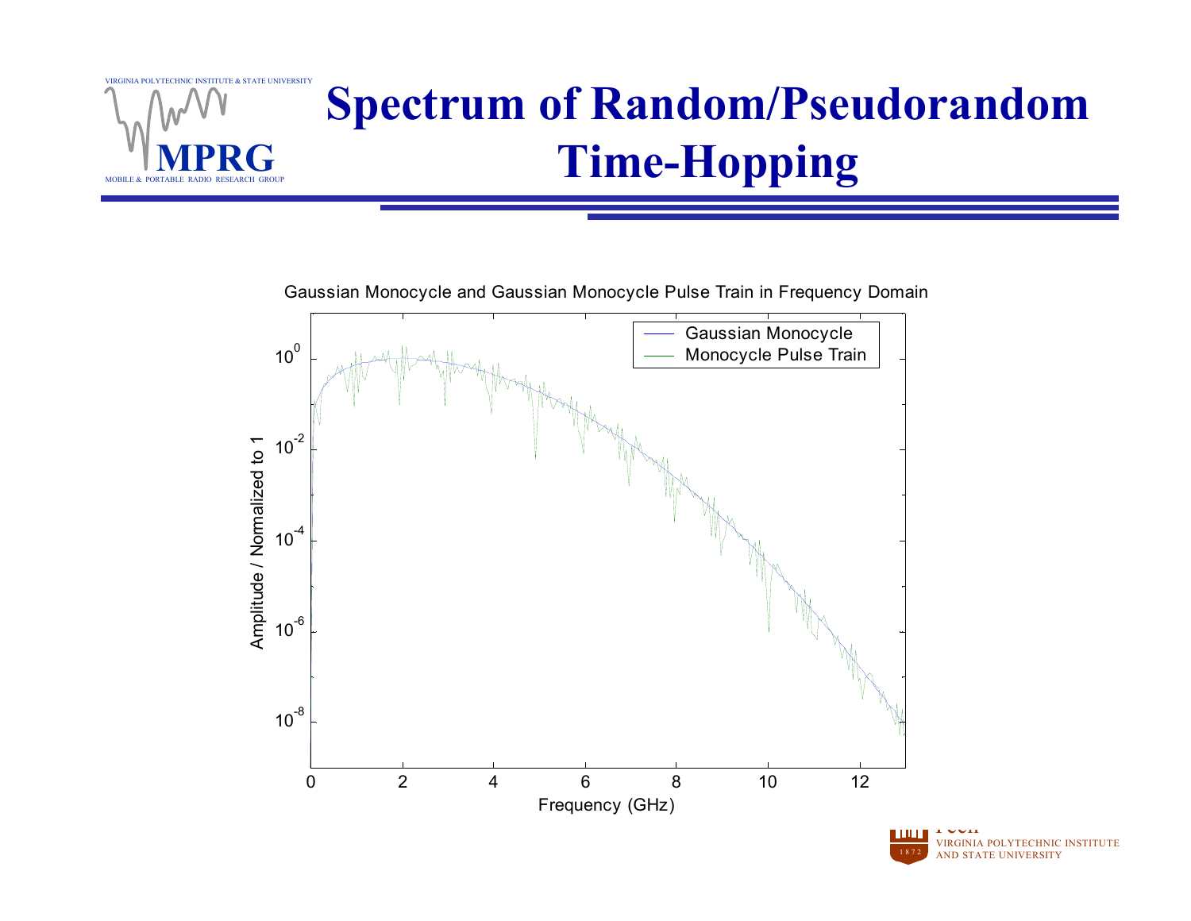# Spectrum of Random/Pseudorandom Time-Hopping

Gaussian Monocycle and Gaussian Monocycle Pulse Train in Frequency Domain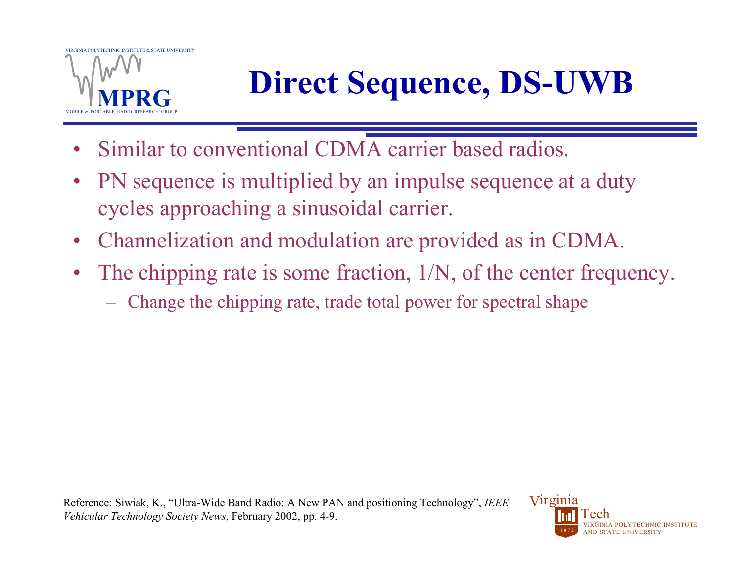# Direct Sequence, DS-UWB

- Similar to conventional CDMA carrier based radios.
- PN sequence is multiplied by an impulse sequence at a duty cycles approaching a sinusoidal carrier.
- Channelization and modulation are provided as in CDMA.
- The chipping rate is some fraction, 1/N, of the center frequency.
  - Change the chipping rate, trade total power for spectral shape

Reference: Siwiak, K., "Ultra-Wide Band Radio: A New PAN and positioning Technology", *IEEE Vehicular Technology Society News*, February 2002, pp. 4-9.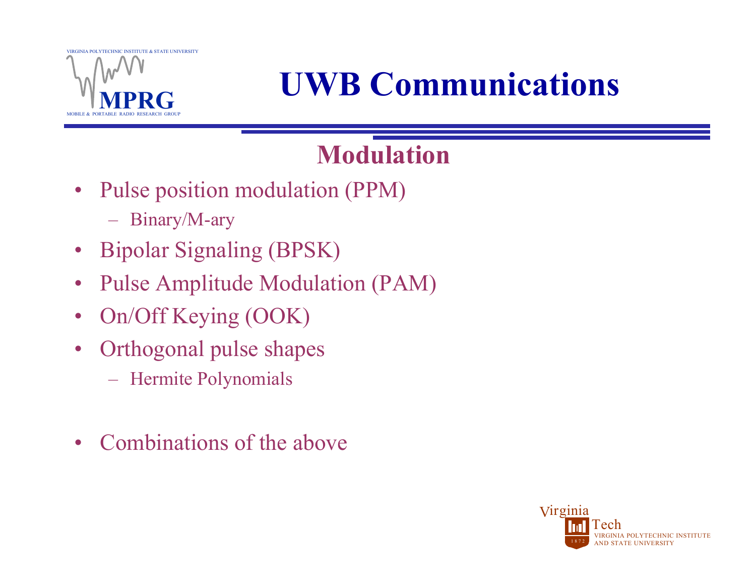# UWB Communications

## Modulation

- Pulse position modulation (PPM)
  - Binary/M-ary
- Bipolar Signaling (BPSK)
- Pulse Amplitude Modulation (PAM)
- On/Off Keying (OOK)
- Orthogonal pulse shapes
  - Hermite Polynomials
- Combinations of the above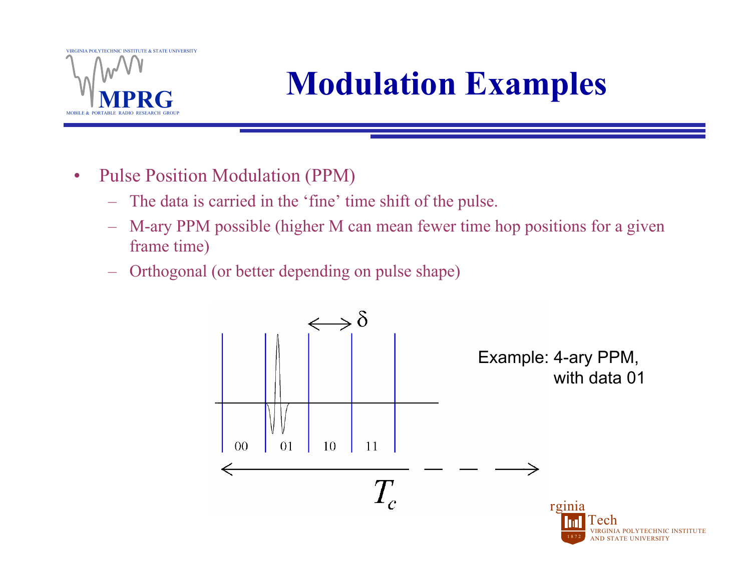# Modulation Examples

- Pulse Position Modulation (PPM)
  - The data is carried in the 'fine' time shift of the pulse.
  - M-ary PPM possible (higher M can mean fewer time hop positions for a given frame time)
  - Orthogonal (or better depending on pulse shape)

$\delta$

00 01 10 11

$T_c$

Example: 4-ary PPM, with data 01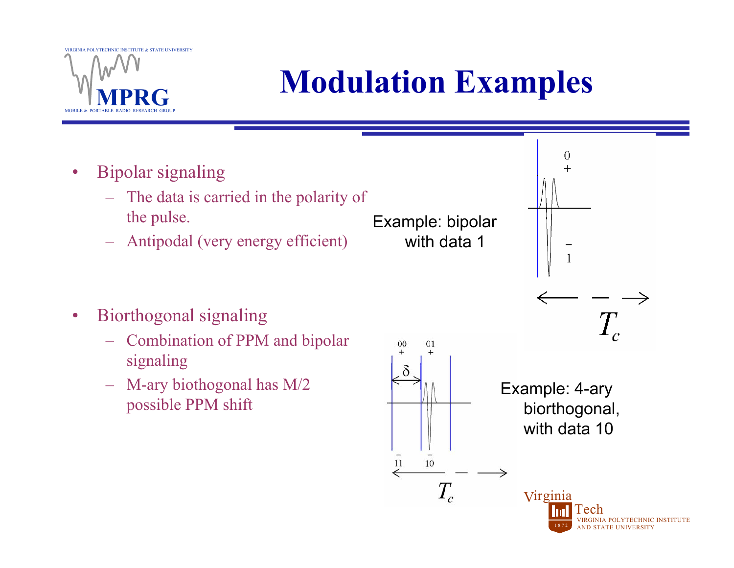# Modulation Examples

- Bipolar signaling
  - The data is carried in the polarity of the pulse.
  - Antipodal (very energy efficient)

Example: bipolar with data 1

- Biorthogonal signaling
  - Combination of PPM and bipolar signaling
  - M-ary biothogonal has M/2 possible PPM shift

Example: 4-ary biorthogonal, with data 10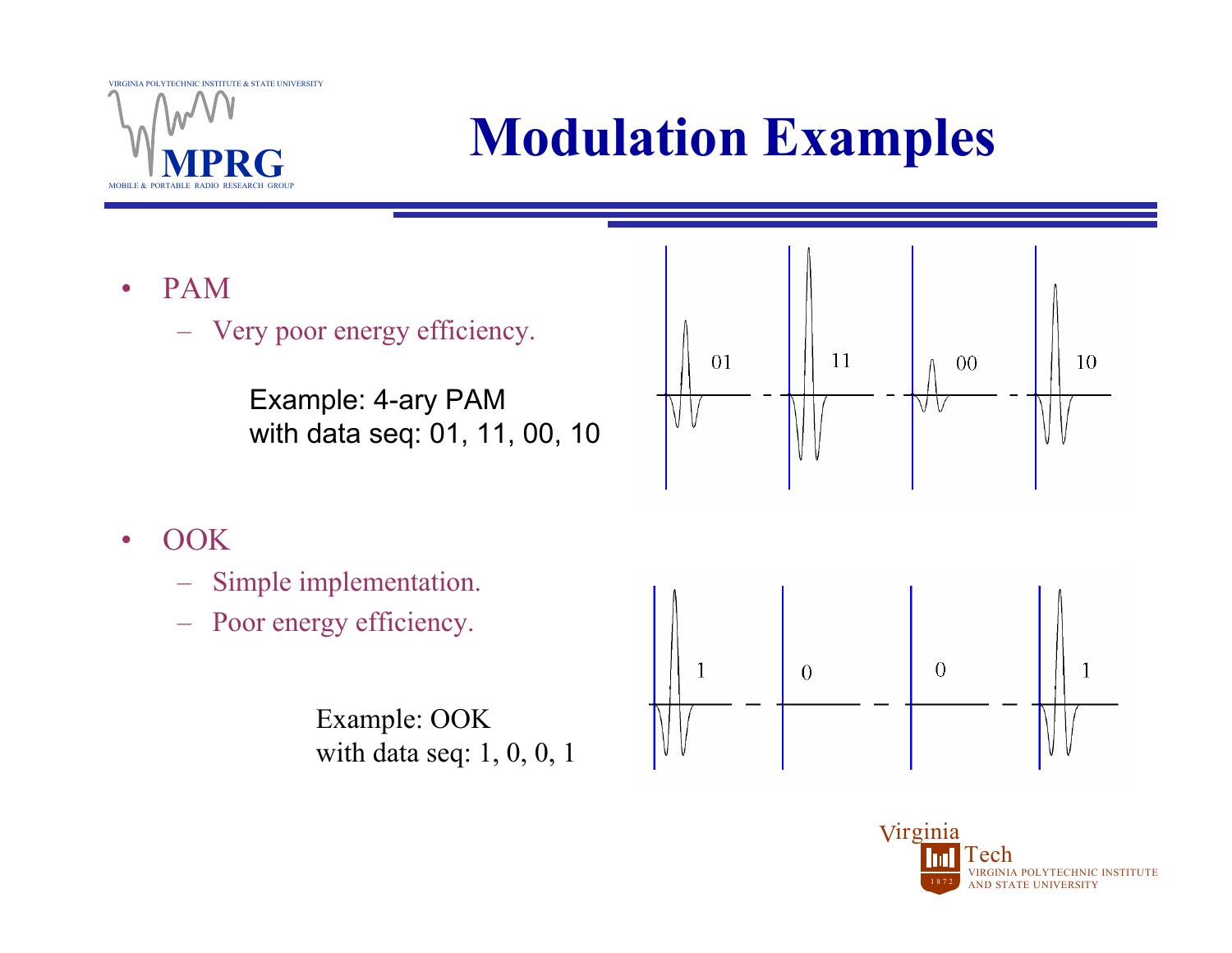# Modulation Examples

- PAM
  - Very poor energy efficiency.

Example: 4-ary PAM with data seq: 01, 11, 00, 10

- OOK
  - Simple implementation.
  - Poor energy efficiency.

Example: OOK with data seq: 1, 0, 0, 1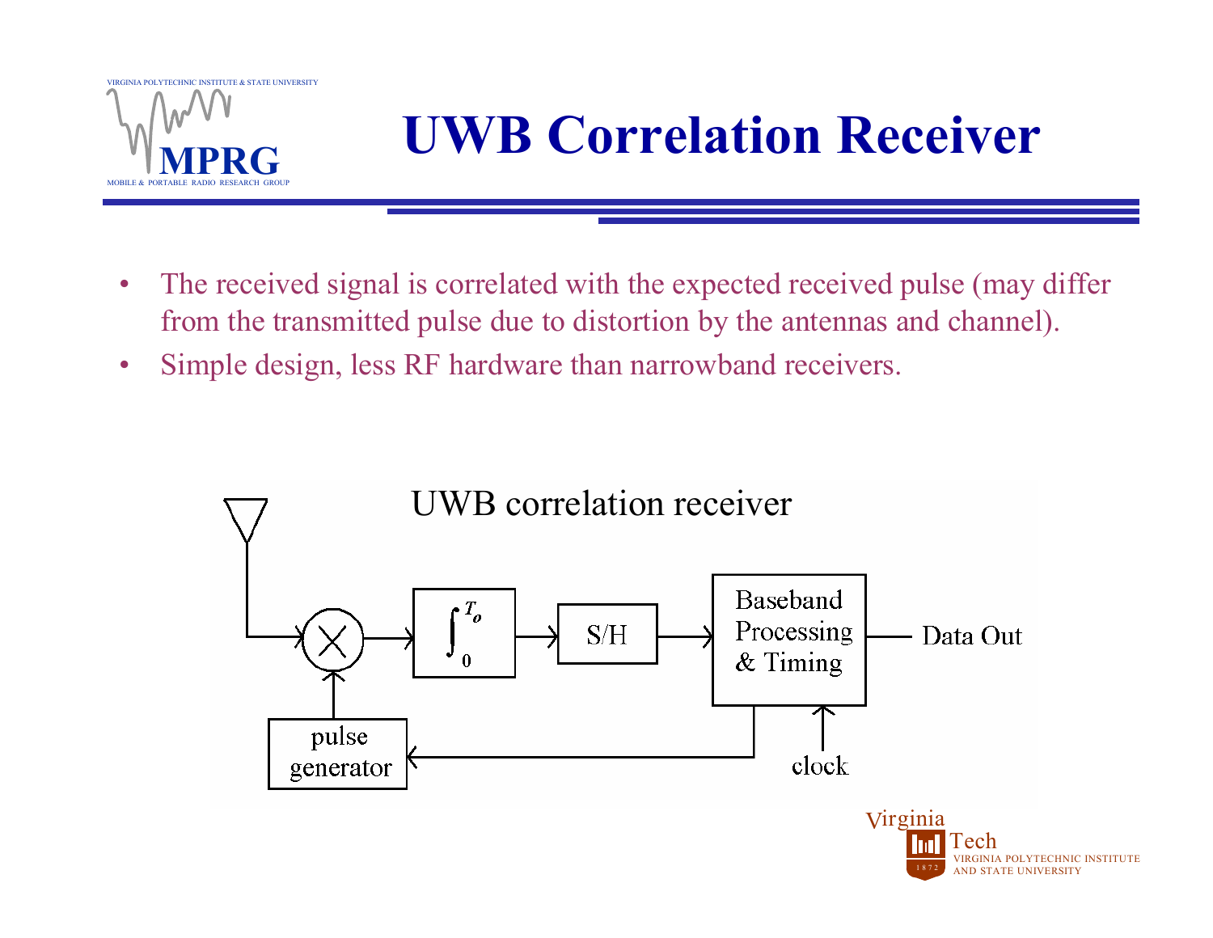# UWB Correlation Receiver

- The received signal is correlated with the expected received pulse (may differ from the transmitted pulse due to distortion by the antennas and channel).
- Simple design, less RF hardware than narrowband receivers.

UWB correlation receiver

Antenna → × → $\int_0^{T_o}$ → S/H → Baseband Processing & Timing → Data Out

clock → Baseband Processing & Timing → pulse generator → ×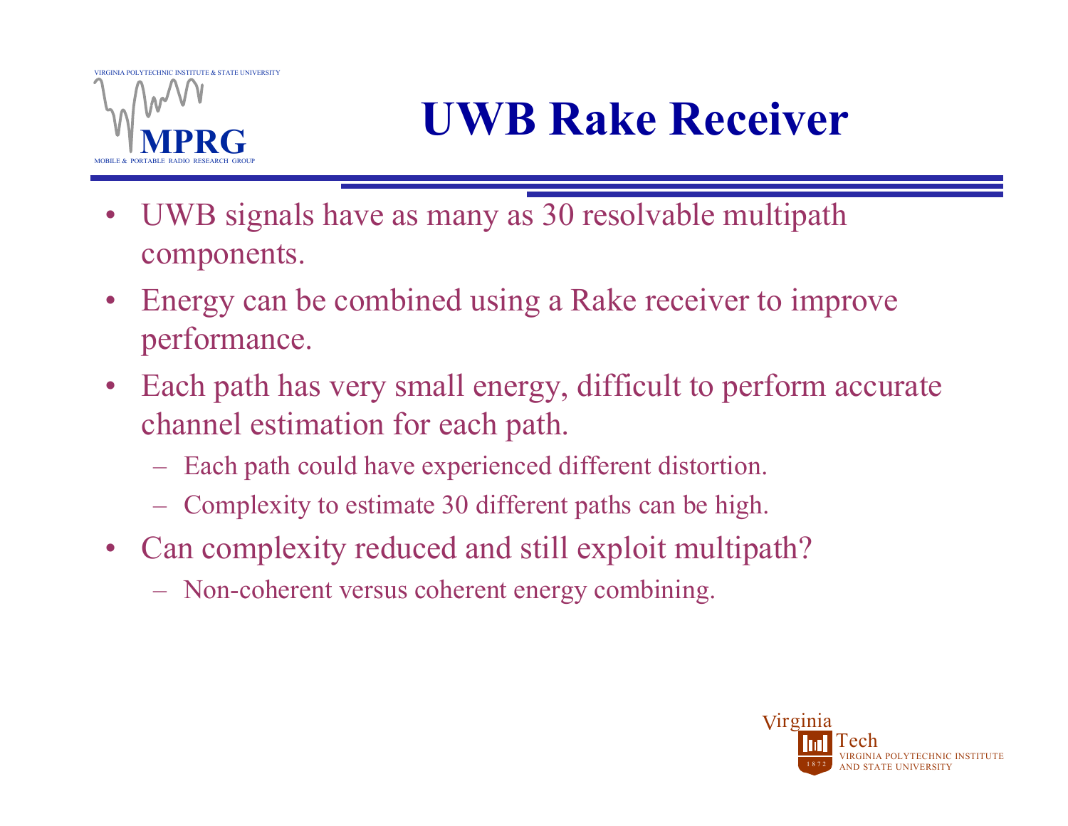# UWB Rake Receiver

- UWB signals have as many as 30 resolvable multipath components.
- Energy can be combined using a Rake receiver to improve performance.
- Each path has very small energy, difficult to perform accurate channel estimation for each path.
  - Each path could have experienced different distortion.
  - Complexity to estimate 30 different paths can be high.
- Can complexity reduced and still exploit multipath?
  - Non-coherent versus coherent energy combining.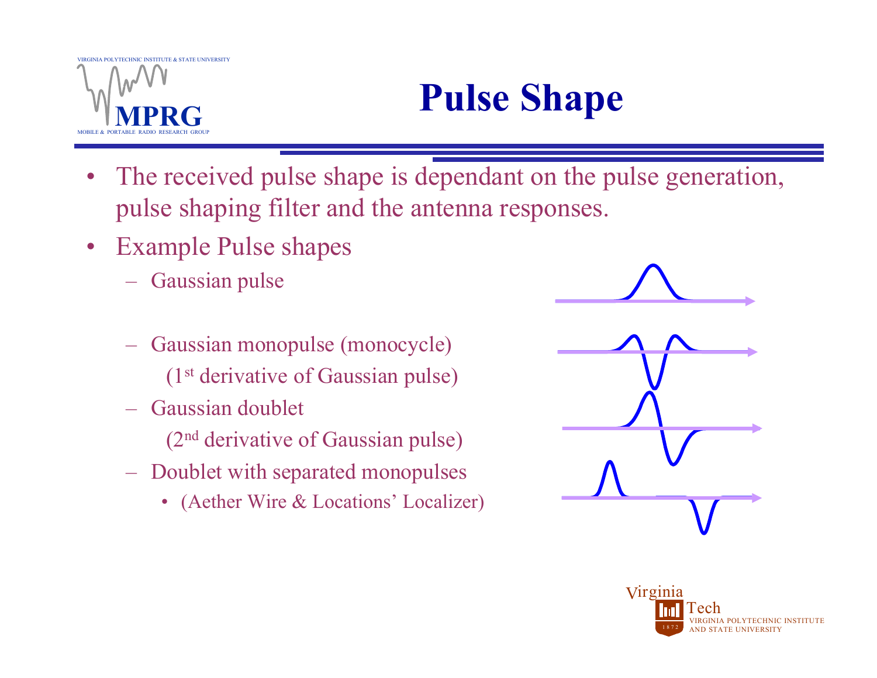# Pulse Shape

- The received pulse shape is dependant on the pulse generation, pulse shaping filter and the antenna responses.
- Example Pulse shapes
  - Gaussian pulse
  - Gaussian monopulse (monocycle)
    (1st derivative of Gaussian pulse)
  - Gaussian doublet
    (2nd derivative of Gaussian pulse)
  - Doublet with separated monopulses
    - (Aether Wire & Locations' Localizer)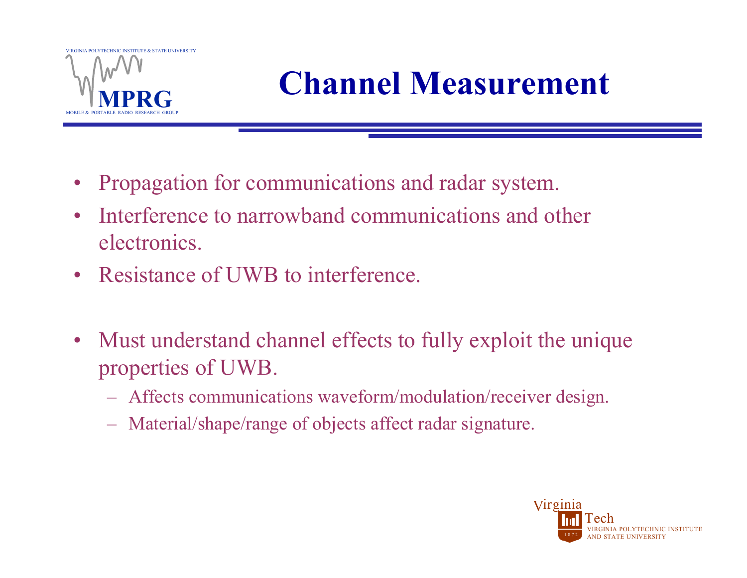# Channel Measurement

- Propagation for communications and radar system.
- Interference to narrowband communications and other electronics.
- Resistance of UWB to interference.

- Must understand channel effects to fully exploit the unique properties of UWB.
  - Affects communications waveform/modulation/receiver design.
  - Material/shape/range of objects affect radar signature.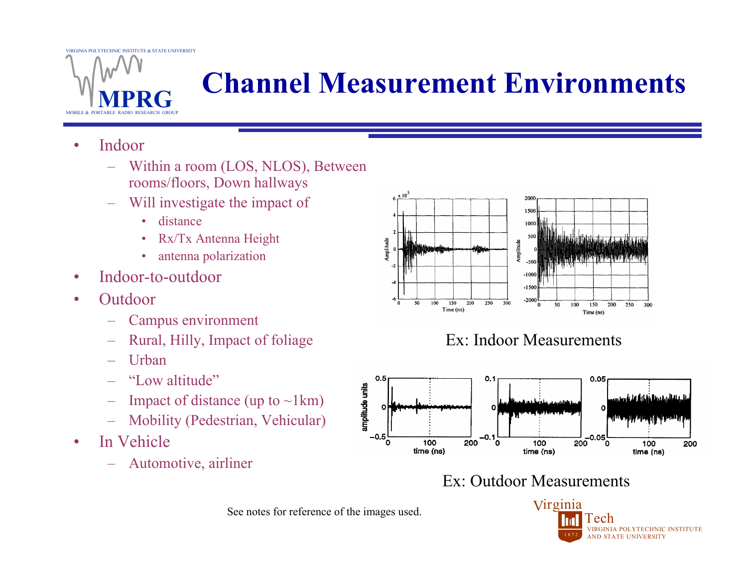# Channel Measurement Environments

- Indoor
  - Within a room (LOS, NLOS), Between rooms/floors, Down hallways
  - Will investigate the impact of
    - distance
    - Rx/Tx Antenna Height
    - antenna polarization
- Indoor-to-outdoor
- Outdoor
  - Campus environment
  - Rural, Hilly, Impact of foliage
  - Urban
  - "Low altitude"
  - Impact of distance (up to ~1km)
  - Mobility (Pedestrian, Vehicular)
- In Vehicle
  - Automotive, airliner

Ex: Indoor Measurements

Ex: Outdoor Measurements

See notes for reference of the images used.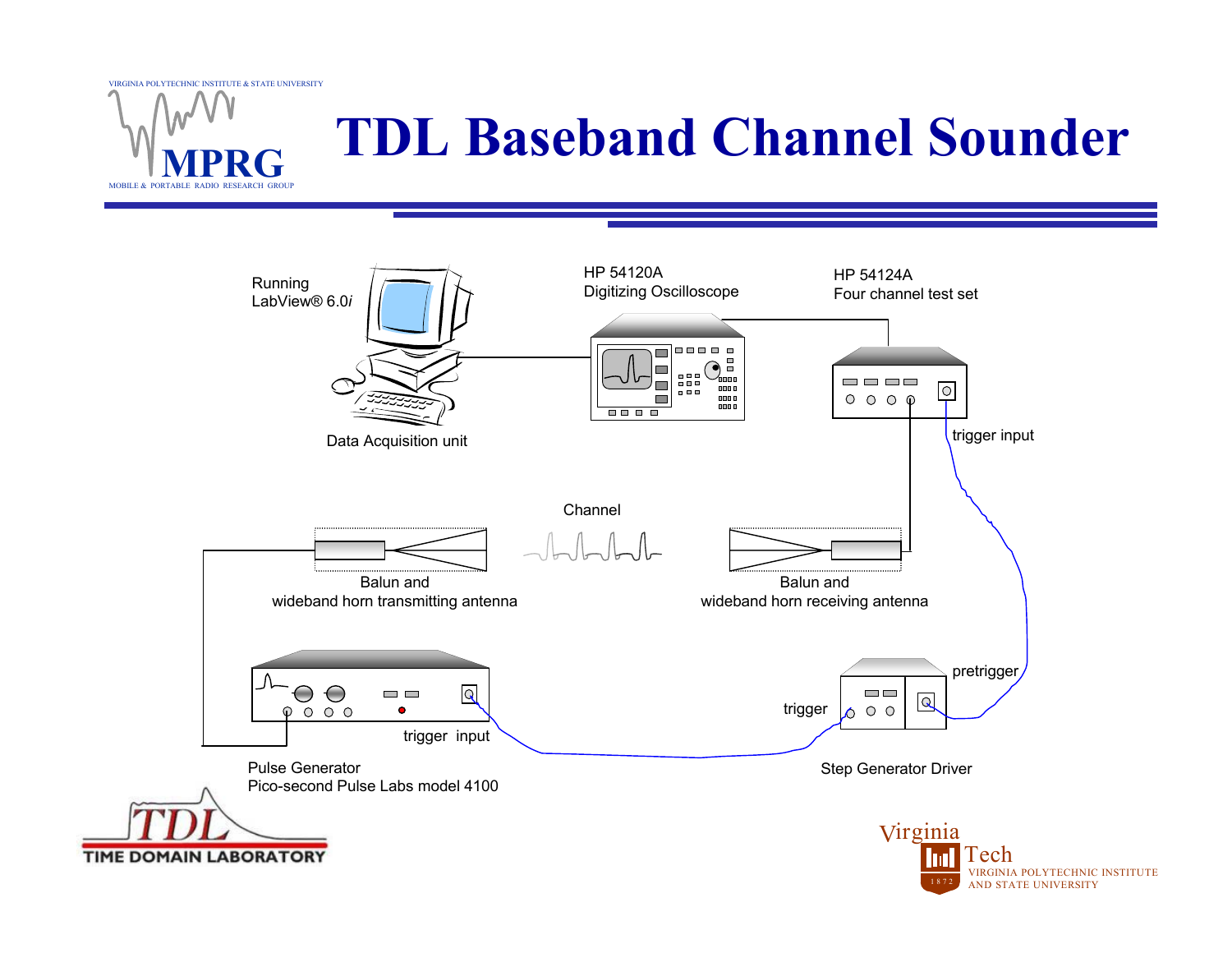# TDL Baseband Channel Sounder

Running LabView® 6.0*i*

Data Acquisition unit

HP 54120A
Digitizing Oscilloscope

HP 54124A
Four channel test set

trigger input

Channel

Balun and
wideband horn transmitting antenna

Balun and
wideband horn receiving antenna

pretrigger

trigger

trigger input

Pulse Generator
Pico-second Pulse Labs model 4100

Step Generator Driver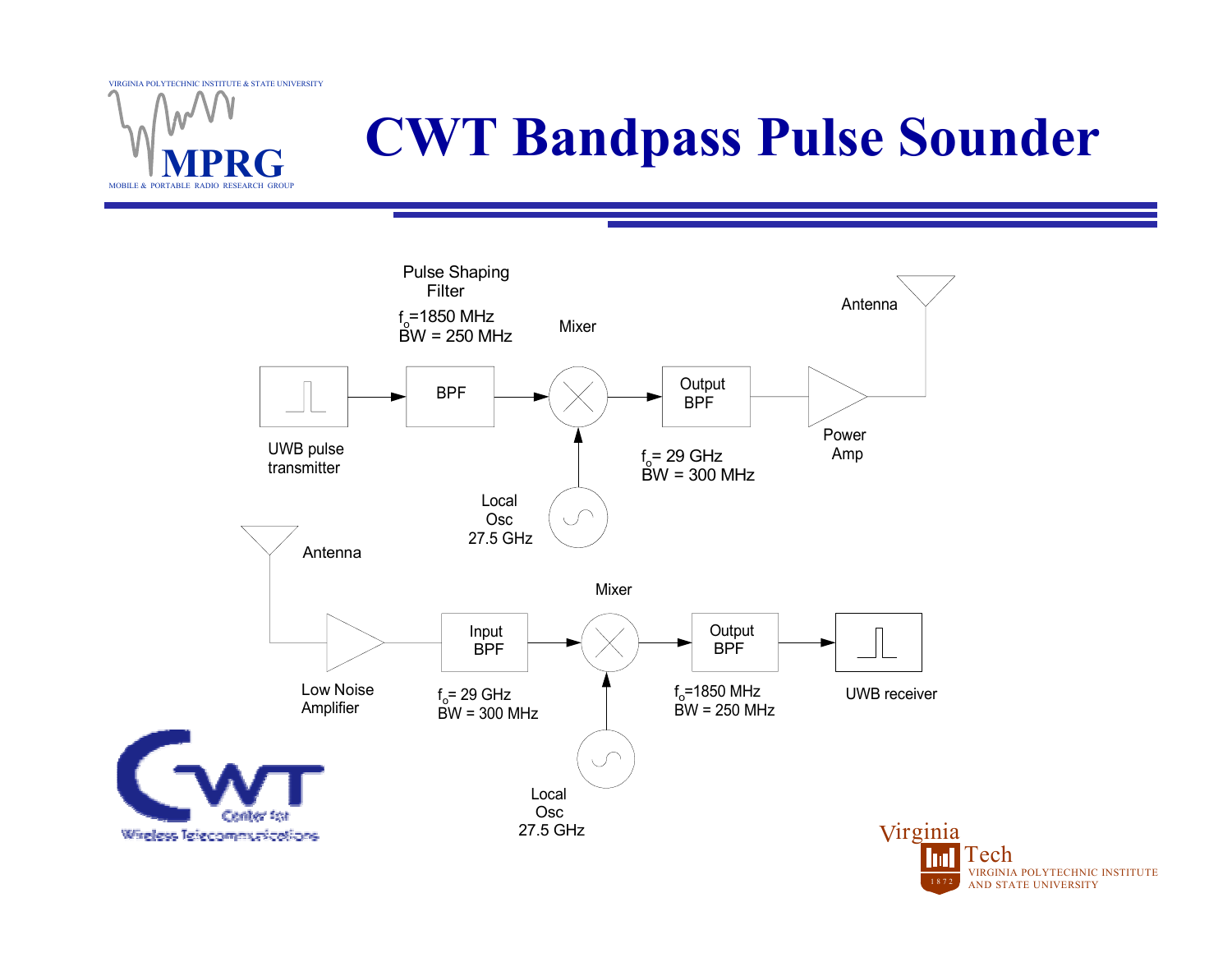# CWT Bandpass Pulse Sounder

Pulse Shaping Filter

$f_o$=1850 MHz
BW = 250 MHz

UWB pulse transmitter → BPF → Mixer → Output BPF → Power Amp → Antenna

Local Osc 27.5 GHz

Output BPF: $f_o$= 29 GHz, BW = 300 MHz

Antenna → Low Noise Amplifier → Input BPF → Mixer → Output BPF → UWB receiver

Input BPF: $f_o$= 29 GHz, BW = 300 MHz

Local Osc 27.5 GHz

Output BPF: $f_o$=1850 MHz, BW = 250 MHz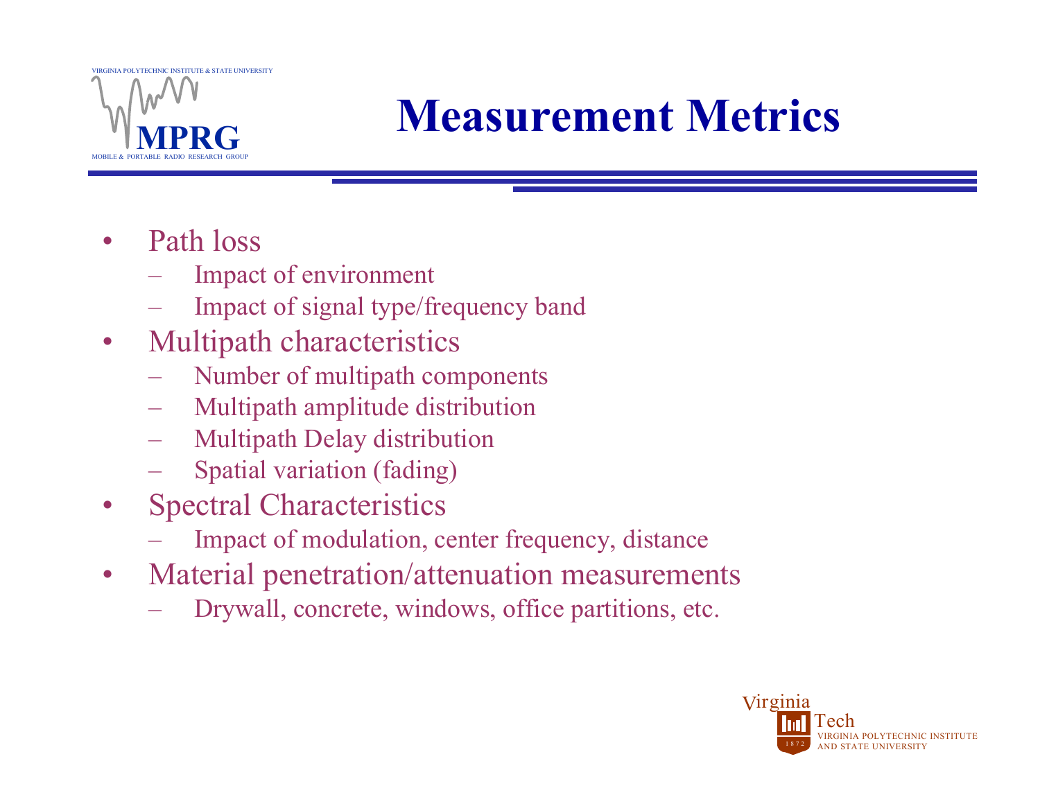# Measurement Metrics

- Path loss
  - Impact of environment
  - Impact of signal type/frequency band
- Multipath characteristics
  - Number of multipath components
  - Multipath amplitude distribution
  - Multipath Delay distribution
  - Spatial variation (fading)
- Spectral Characteristics
  - Impact of modulation, center frequency, distance
- Material penetration/attenuation measurements
  - Drywall, concrete, windows, office partitions, etc.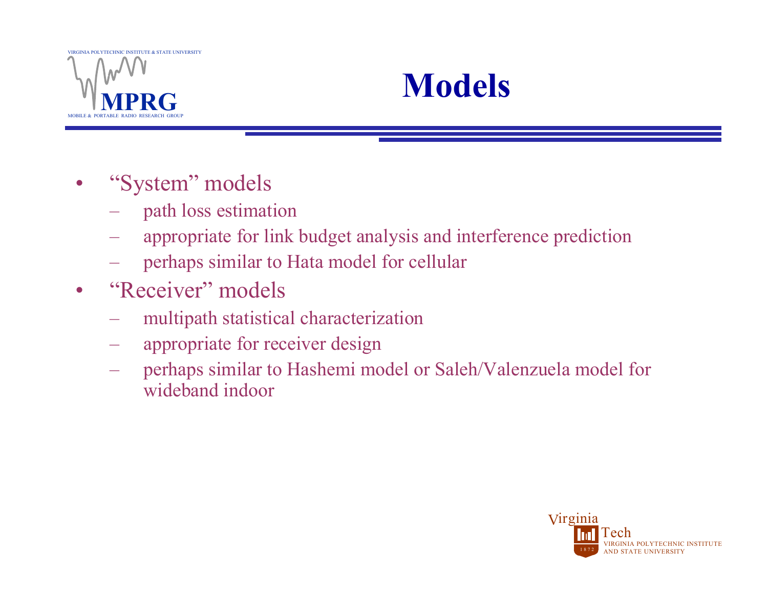# Models

- “System” models
  - path loss estimation
  - appropriate for link budget analysis and interference prediction
  - perhaps similar to Hata model for cellular
- “Receiver” models
  - multipath statistical characterization
  - appropriate for receiver design
  - perhaps similar to Hashemi model or Saleh/Valenzuela model for wideband indoor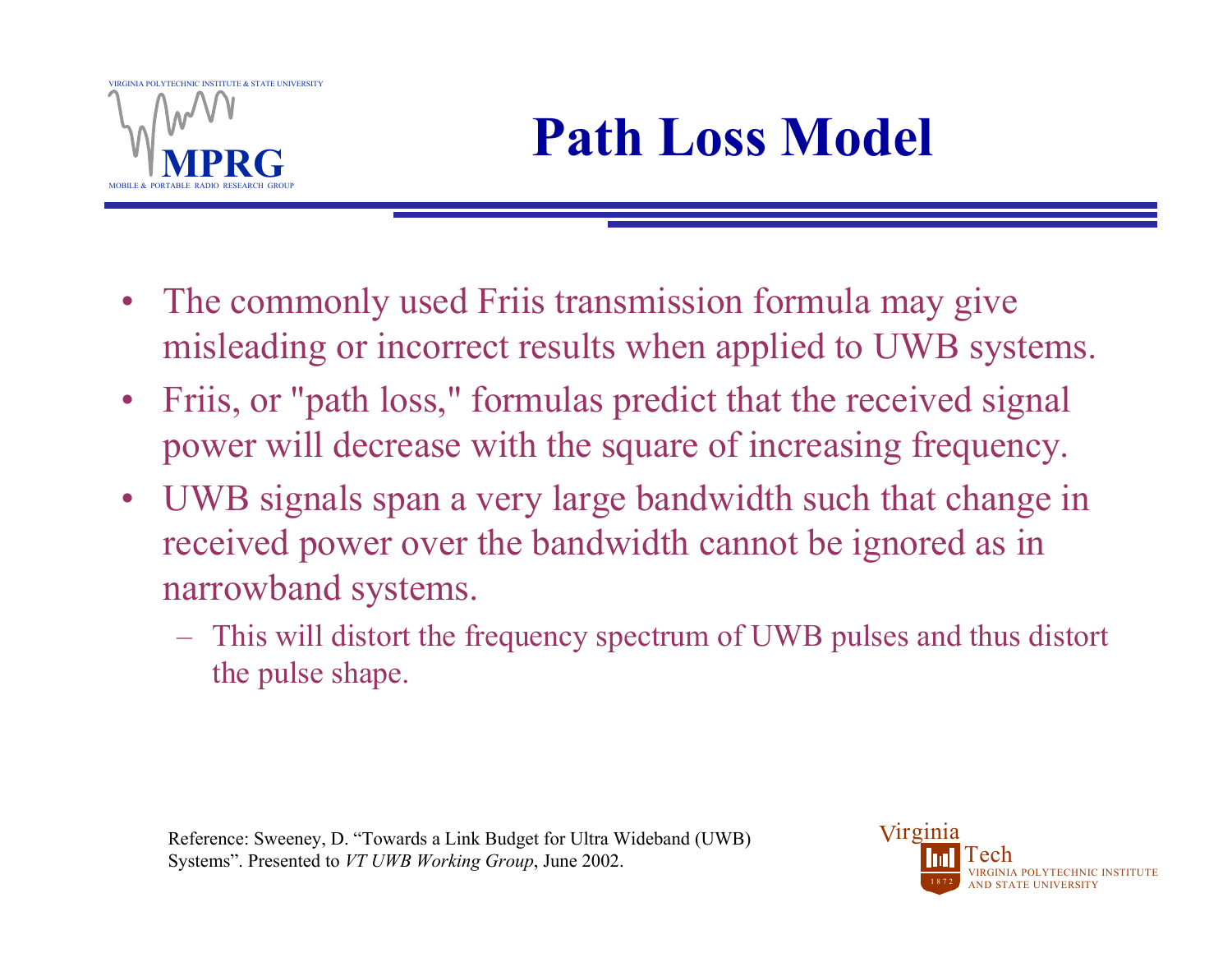# Path Loss Model

- The commonly used Friis transmission formula may give misleading or incorrect results when applied to UWB systems.
- Friis, or "path loss," formulas predict that the received signal power will decrease with the square of increasing frequency.
- UWB signals span a very large bandwidth such that change in received power over the bandwidth cannot be ignored as in narrowband systems.
  - This will distort the frequency spectrum of UWB pulses and thus distort the pulse shape.

Reference: Sweeney, D. "Towards a Link Budget for Ultra Wideband (UWB) Systems". Presented to *VT UWB Working Group*, June 2002.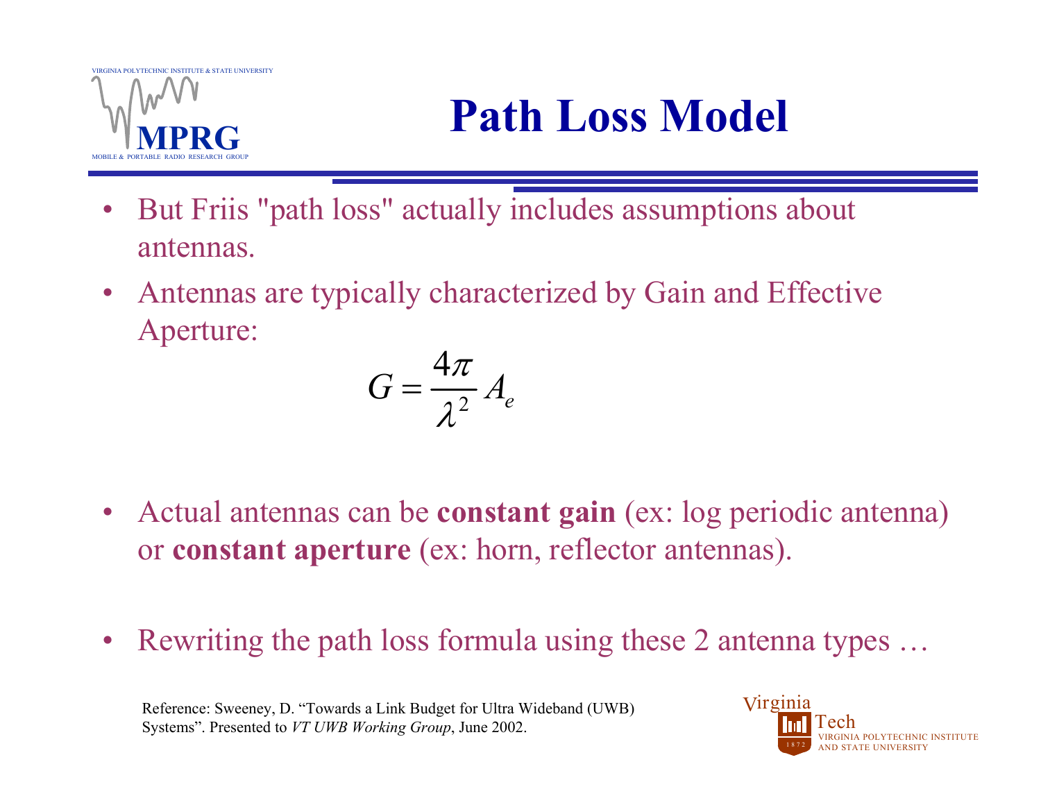# Path Loss Model

- But Friis "path loss" actually includes assumptions about antennas.
- Antennas are typically characterized by Gain and Effective Aperture:

$$G = \frac{4\pi}{\lambda^2} A_e$$

- Actual antennas can be **constant gain** (ex: log periodic antenna) or **constant aperture** (ex: horn, reflector antennas).

- Rewriting the path loss formula using these 2 antenna types …

Reference: Sweeney, D. "Towards a Link Budget for Ultra Wideband (UWB) Systems". Presented to *VT UWB Working Group*, June 2002.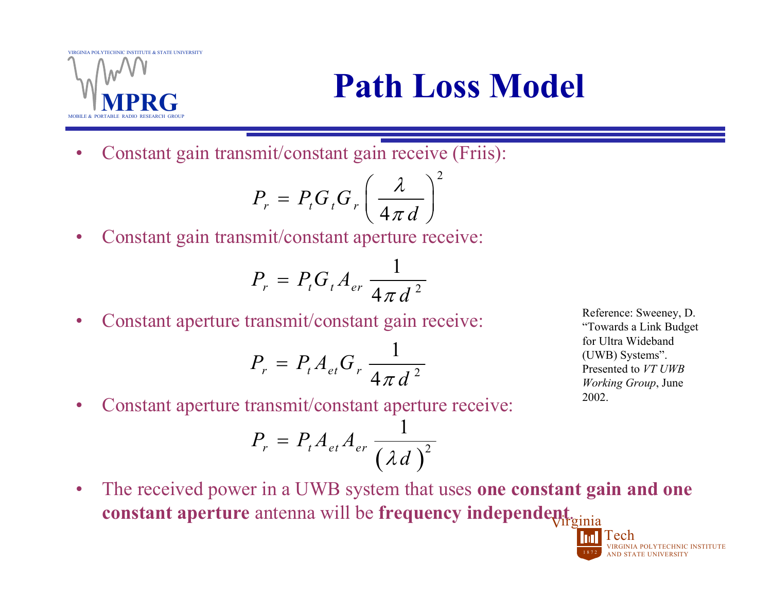# Path Loss Model

- Constant gain transmit/constant gain receive (Friis):

$$P_r = P_t G_t G_r \left( \frac{\lambda}{4\pi d} \right)^2$$

- Constant gain transmit/constant aperture receive:

$$P_r = P_t G_t A_{er} \frac{1}{4\pi d^2}$$

- Constant aperture transmit/constant gain receive:

$$P_r = P_t A_{et} G_r \frac{1}{4\pi d^2}$$

- Constant aperture transmit/constant aperture receive:

$$P_r = P_t A_{et} A_{er} \frac{1}{(\lambda d)^2}$$

- The received power in a UWB system that uses **one constant gain and one constant aperture** antenna will be **frequency independent**.

Reference: Sweeney, D. "Towards a Link Budget for Ultra Wideband (UWB) Systems". Presented to *VT UWB Working Group*, June 2002.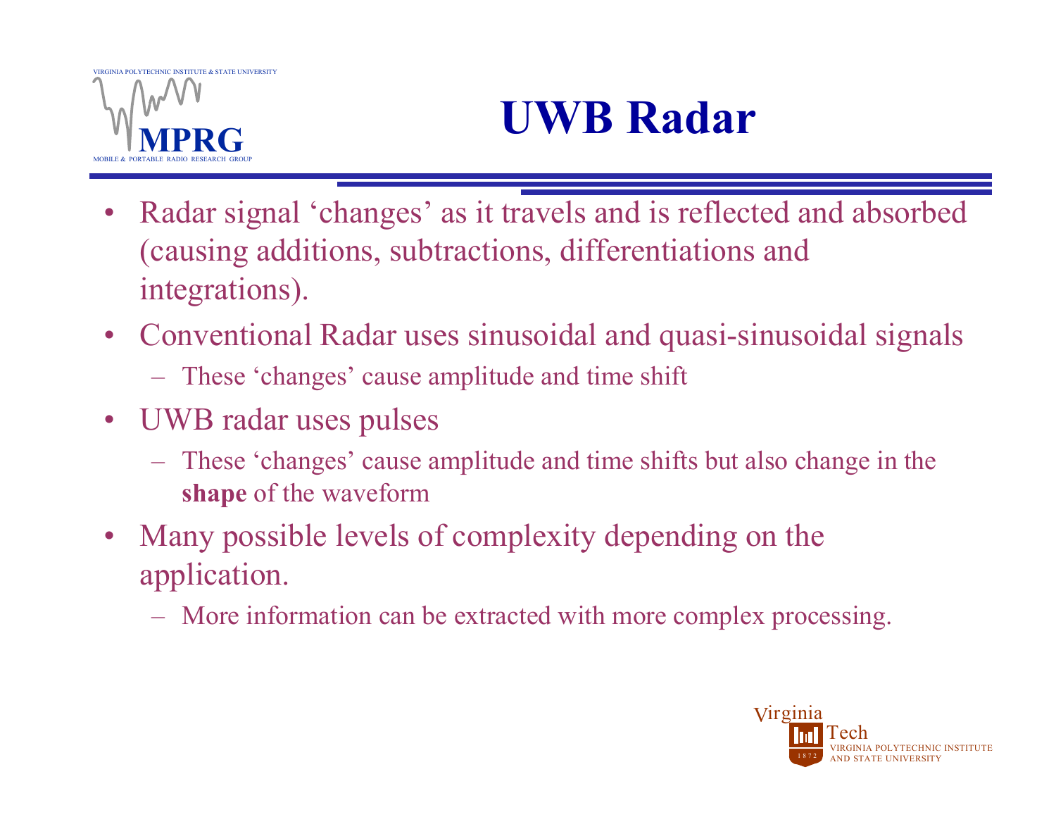# UWB Radar

- Radar signal ‘changes’ as it travels and is reflected and absorbed (causing additions, subtractions, differentiations and integrations).
- Conventional Radar uses sinusoidal and quasi-sinusoidal signals
  - These ‘changes’ cause amplitude and time shift
- UWB radar uses pulses
  - These ‘changes’ cause amplitude and time shifts but also change in the **shape** of the waveform
- Many possible levels of complexity depending on the application.
  - More information can be extracted with more complex processing.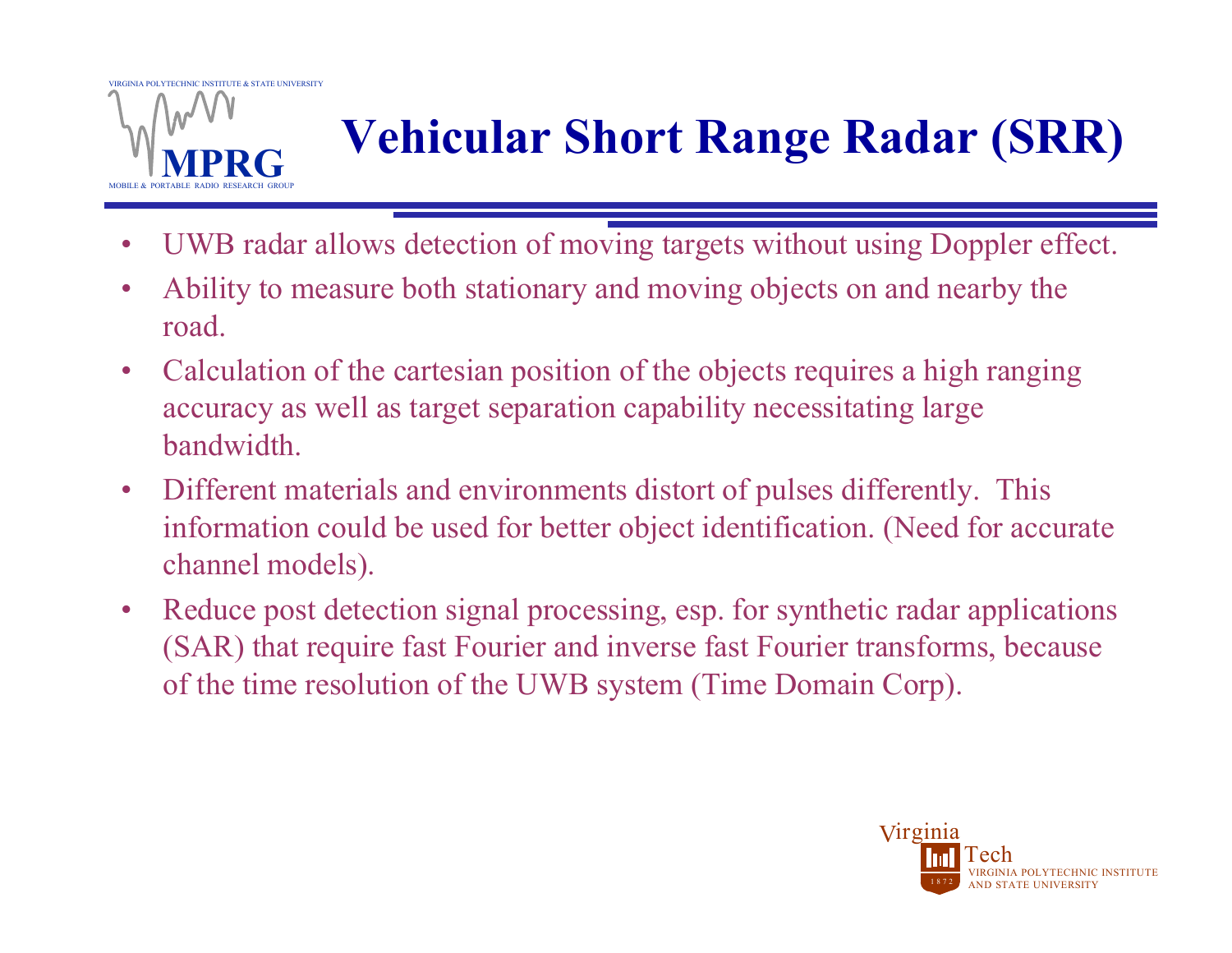# Vehicular Short Range Radar (SRR)

- UWB radar allows detection of moving targets without using Doppler effect.
- Ability to measure both stationary and moving objects on and nearby the road.
- Calculation of the cartesian position of the objects requires a high ranging accuracy as well as target separation capability necessitating large bandwidth.
- Different materials and environments distort of pulses differently. This information could be used for better object identification. (Need for accurate channel models).
- Reduce post detection signal processing, esp. for synthetic radar applications (SAR) that require fast Fourier and inverse fast Fourier transforms, because of the time resolution of the UWB system (Time Domain Corp).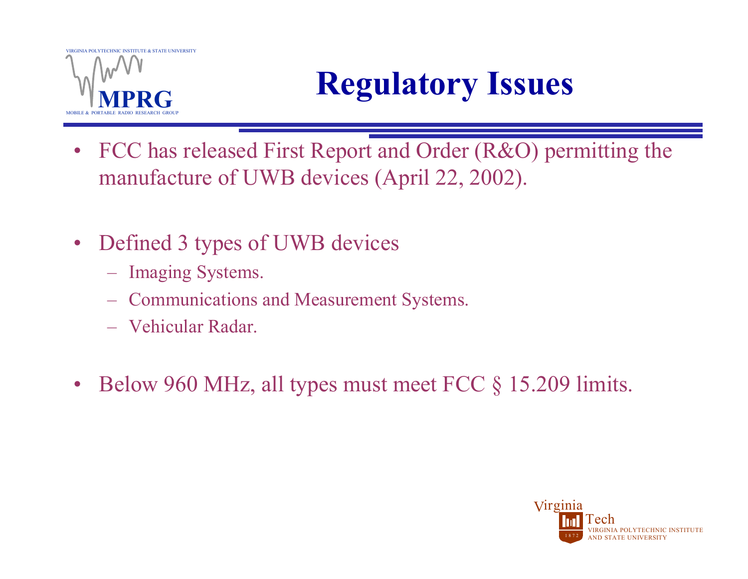# Regulatory Issues

- FCC has released First Report and Order (R&O) permitting the manufacture of UWB devices (April 22, 2002).

- Defined 3 types of UWB devices
  - Imaging Systems.
  - Communications and Measurement Systems.
  - Vehicular Radar.

- Below 960 MHz, all types must meet FCC § 15.209 limits.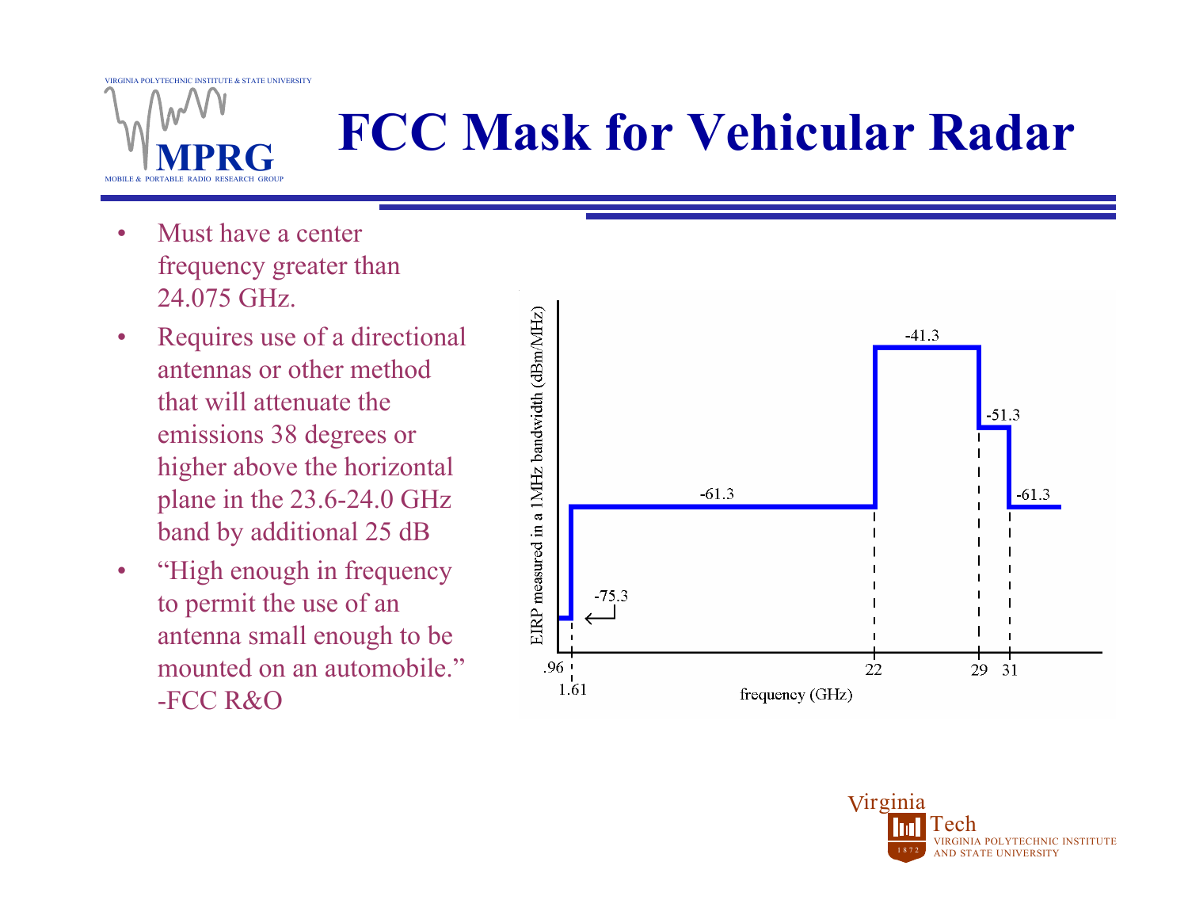# FCC Mask for Vehicular Radar

- Must have a center frequency greater than 24.075 GHz.
- Requires use of a directional antennas or other method that will attenuate the emissions 38 degrees or higher above the horizontal plane in the 23.6-24.0 GHz band by additional 25 dB
- "High enough in frequency to permit the use of an antenna small enough to be mounted on an automobile." -FCC R&O

EIRP measured in a 1MHz bandwidth (dBm/MHz)

-75.3 | -61.3 | -41.3 | -51.3 | -61.3

.96 | 1.61 | 22 | 29 | 31

frequency (GHz)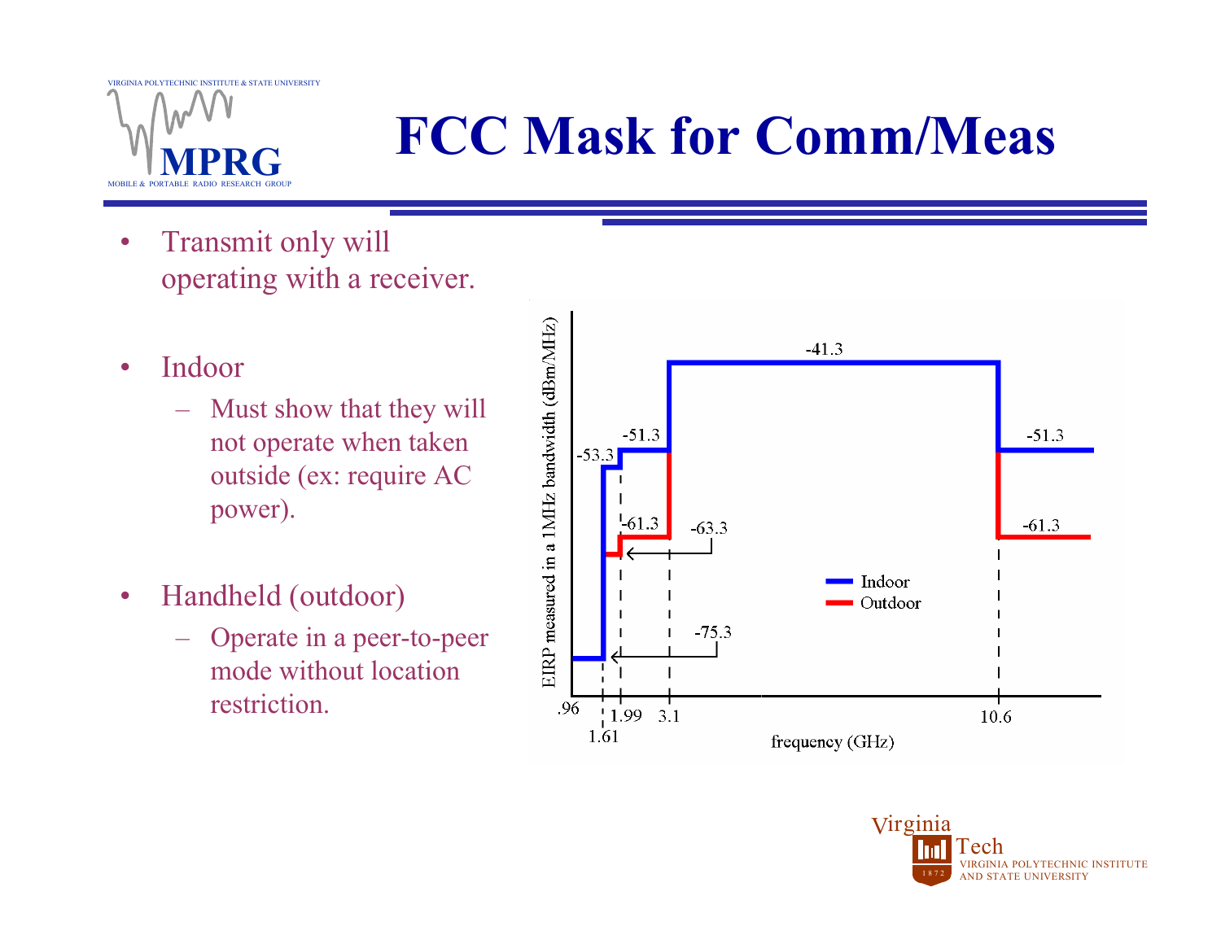# FCC Mask for Comm/Meas

- Transmit only will operating with a receiver.
- Indoor
  - Must show that they will not operate when taken outside (ex: require AC power).
- Handheld (outdoor)
  - Operate in a peer-to-peer mode without location restriction.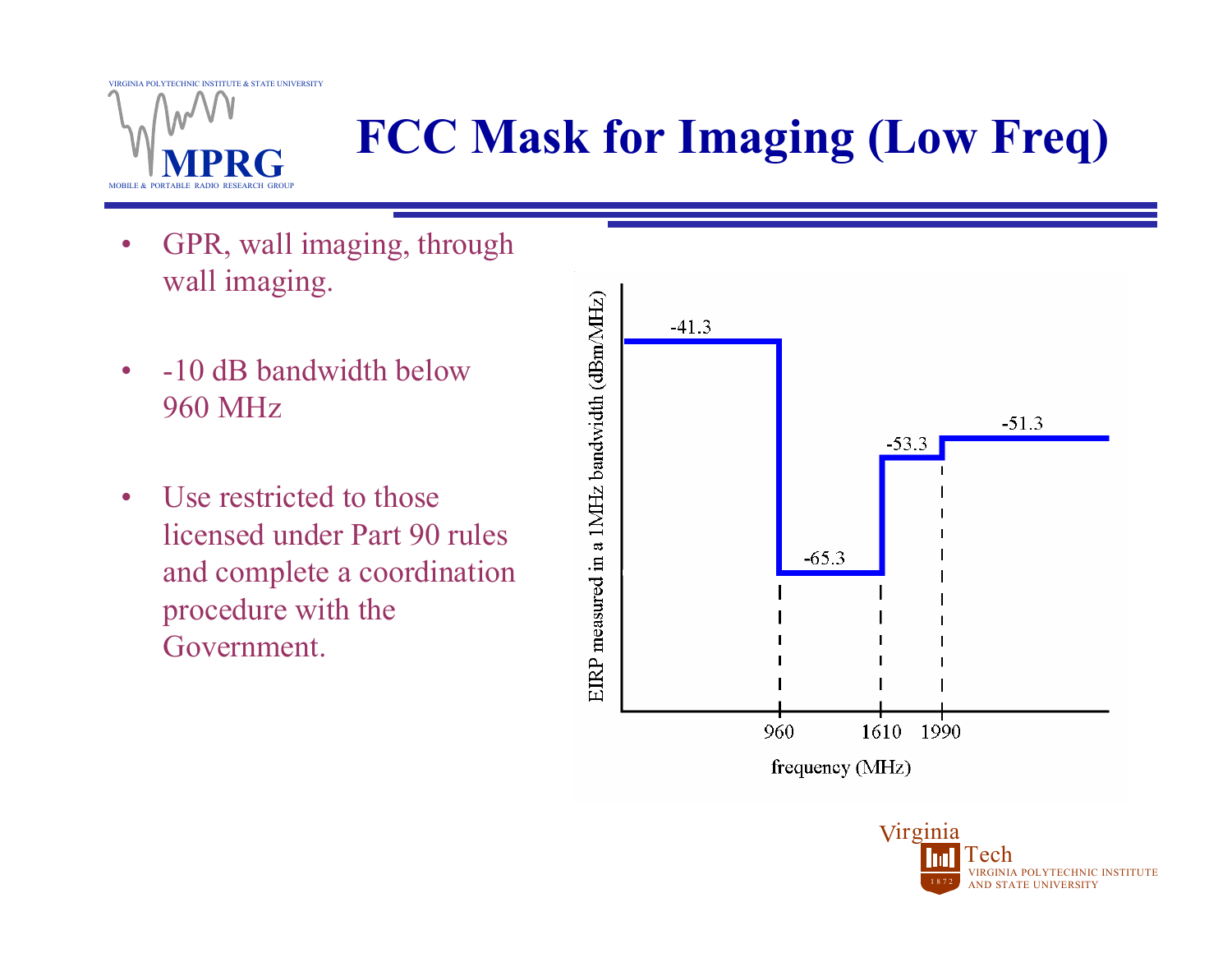# FCC Mask for Imaging (Low Freq)

- GPR, wall imaging, through wall imaging.
- -10 dB bandwidth below 960 MHz
- Use restricted to those licensed under Part 90 rules and complete a coordination procedure with the Government.

EIRP measured in a 1MHz bandwidth (dBm/MHz)

-41.3

-65.3

-53.3

-51.3

960 1610 1990

frequency (MHz)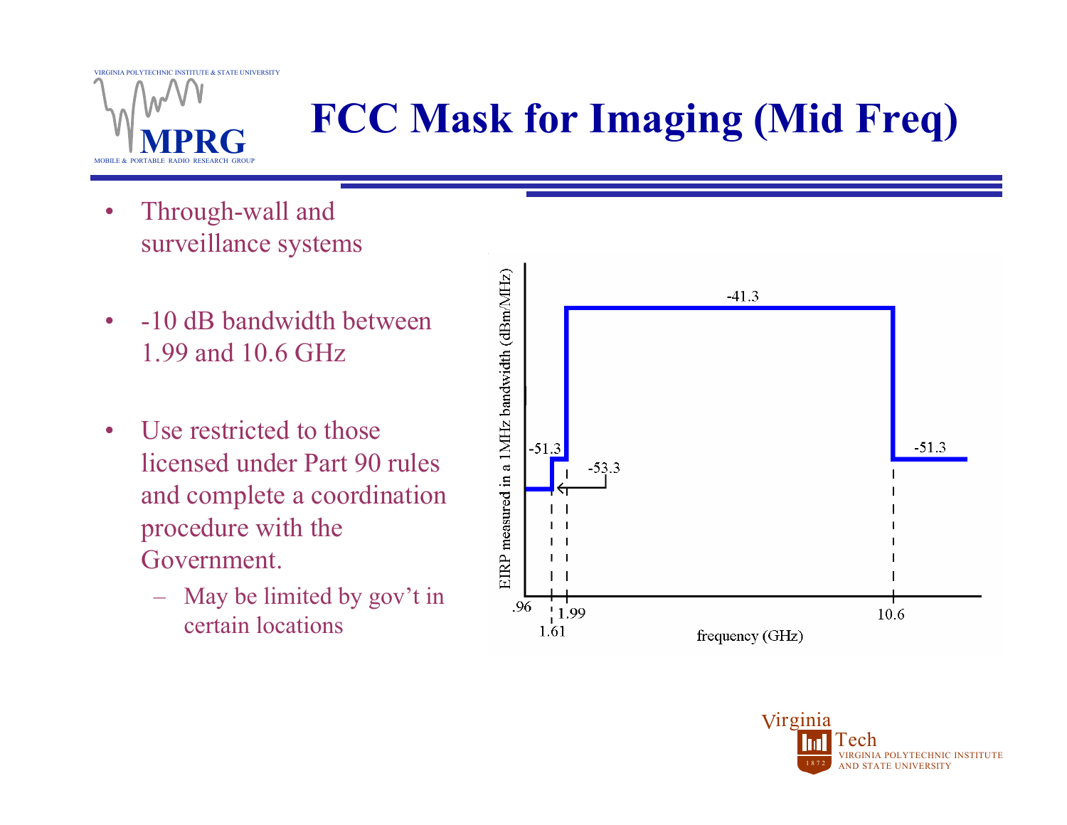# FCC Mask for Imaging (Mid Freq)

- Through-wall and surveillance systems
- -10 dB bandwidth between 1.99 and 10.6 GHz
- Use restricted to those licensed under Part 90 rules and complete a coordination procedure with the Government.
  - May be limited by gov't in certain locations

EIRP measured in a 1MHz bandwidth (dBm/MHz)

-41.3
-51.3
-53.3
-51.3

.96 1.61 1.99 10.6

frequency (GHz)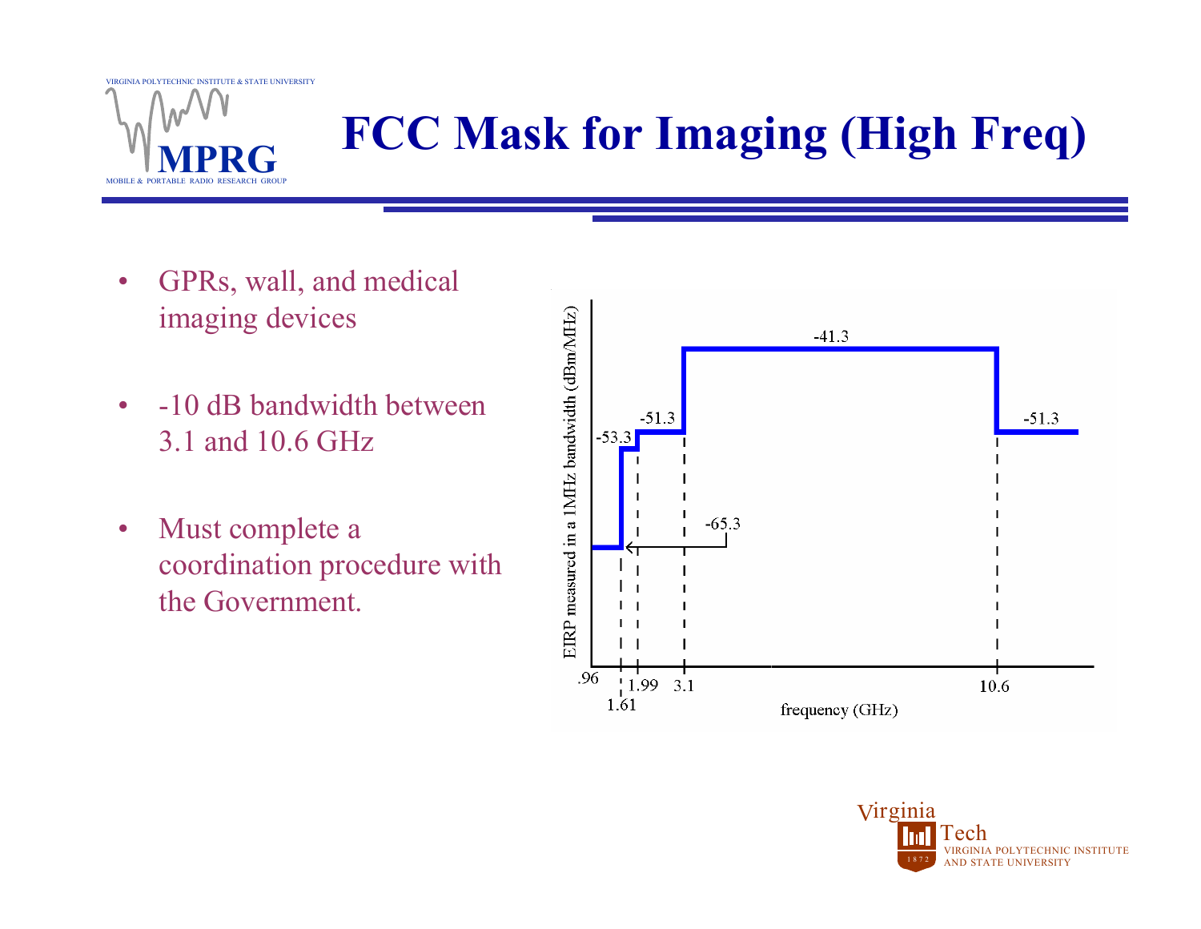# FCC Mask for Imaging (High Freq)

- GPRs, wall, and medical imaging devices
- -10 dB bandwidth between 3.1 and 10.6 GHz
- Must complete a coordination procedure with the Government.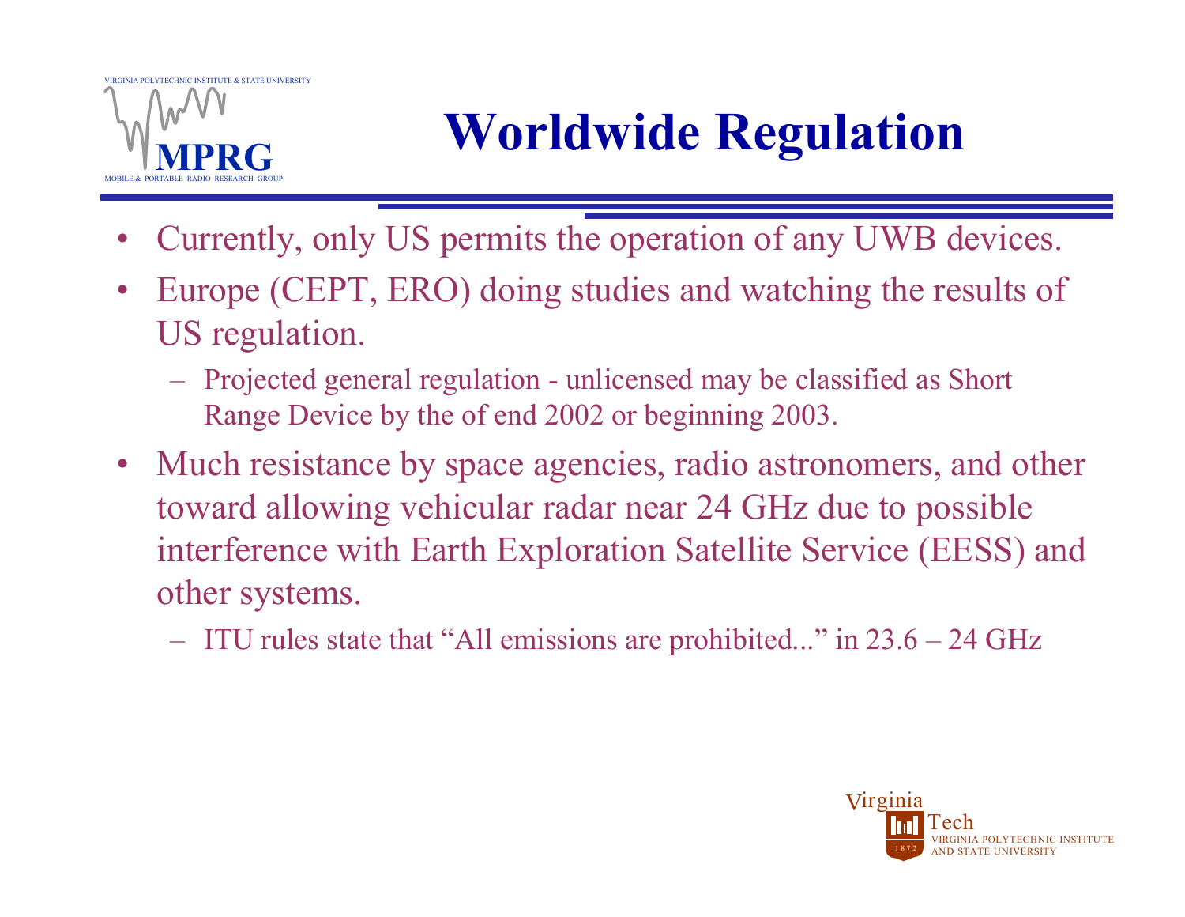# Worldwide Regulation

- Currently, only US permits the operation of any UWB devices.
- Europe (CEPT, ERO) doing studies and watching the results of US regulation.
  - Projected general regulation - unlicensed may be classified as Short Range Device by the of end 2002 or beginning 2003.
- Much resistance by space agencies, radio astronomers, and other toward allowing vehicular radar near 24 GHz due to possible interference with Earth Exploration Satellite Service (EESS) and other systems.
  - ITU rules state that "All emissions are prohibited..." in 23.6 – 24 GHz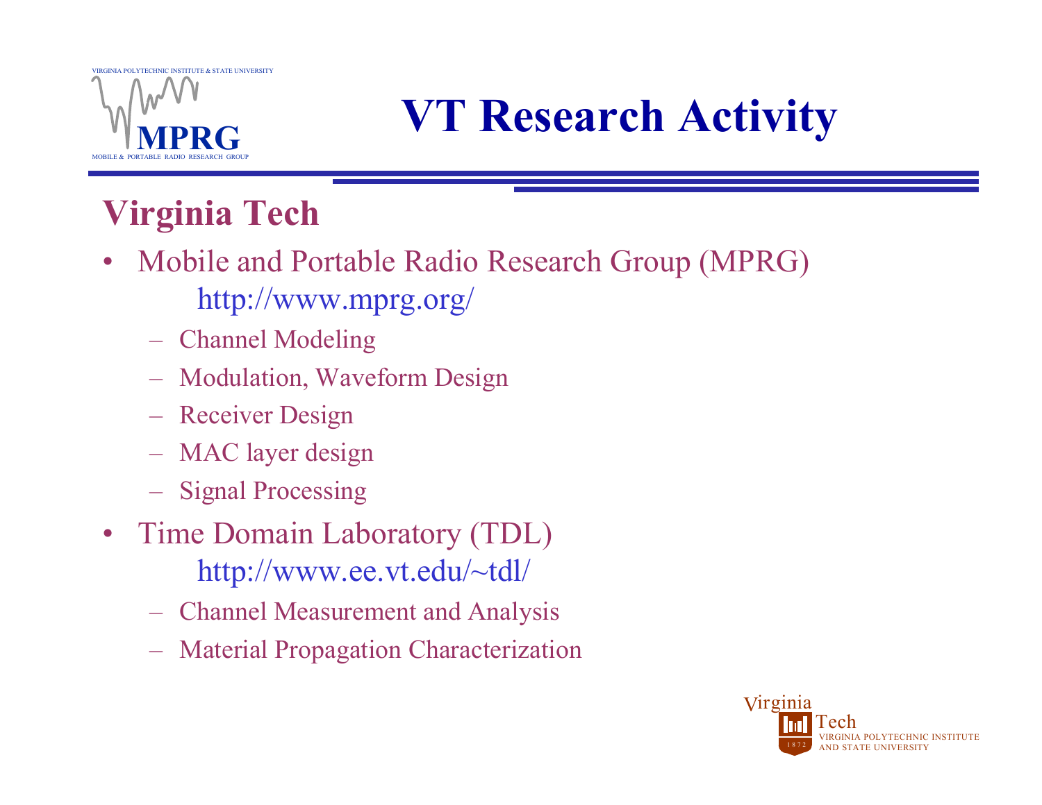# VT Research Activity

## Virginia Tech

- Mobile and Portable Radio Research Group (MPRG)
  http://www.mprg.org/
  - Channel Modeling
  - Modulation, Waveform Design
  - Receiver Design
  - MAC layer design
  - Signal Processing
- Time Domain Laboratory (TDL)
  http://www.ee.vt.edu/~tdl/
  - Channel Measurement and Analysis
  - Material Propagation Characterization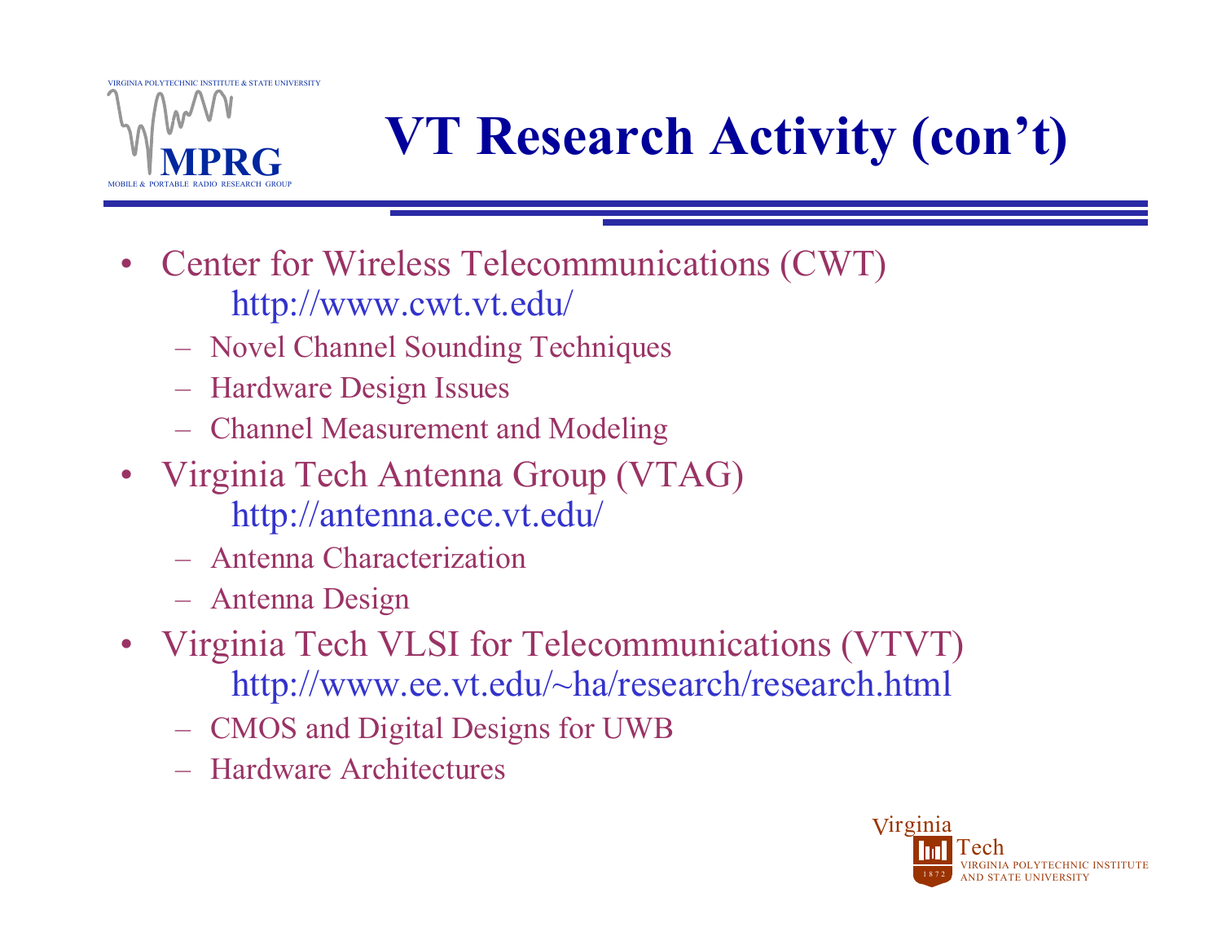# VT Research Activity (con't)

- Center for Wireless Telecommunications (CWT)
  http://www.cwt.vt.edu/
  - Novel Channel Sounding Techniques
  - Hardware Design Issues
  - Channel Measurement and Modeling
- Virginia Tech Antenna Group (VTAG)
  http://antenna.ece.vt.edu/
  - Antenna Characterization
  - Antenna Design
- Virginia Tech VLSI for Telecommunications (VTVT)
  http://www.ee.vt.edu/~ha/research/research.html
  - CMOS and Digital Designs for UWB
  - Hardware Architectures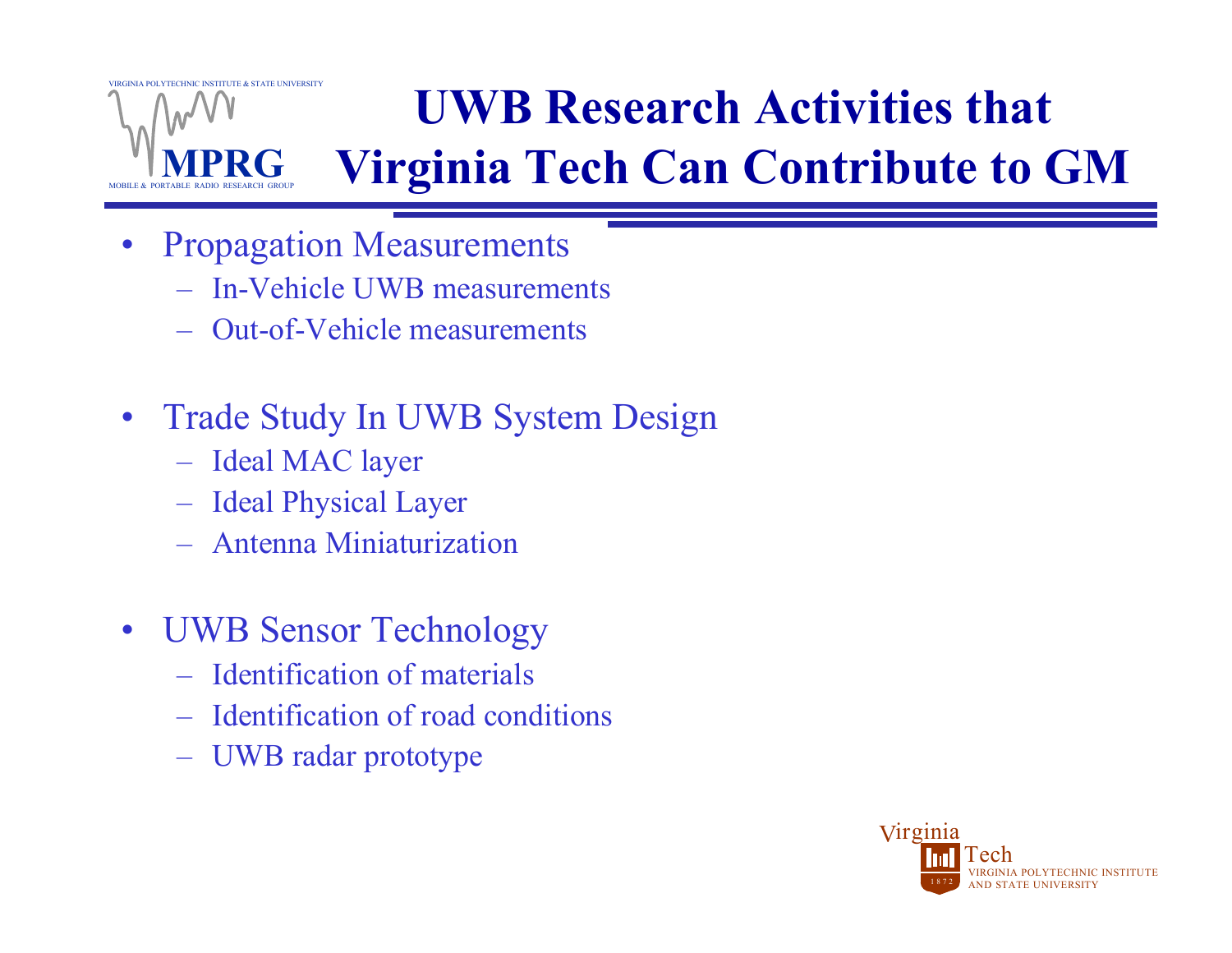# UWB Research Activities that Virginia Tech Can Contribute to GM

- Propagation Measurements
  - In-Vehicle UWB measurements
  - Out-of-Vehicle measurements
- Trade Study In UWB System Design
  - Ideal MAC layer
  - Ideal Physical Layer
  - Antenna Miniaturization
- UWB Sensor Technology
  - Identification of materials
  - Identification of road conditions
  - UWB radar prototype